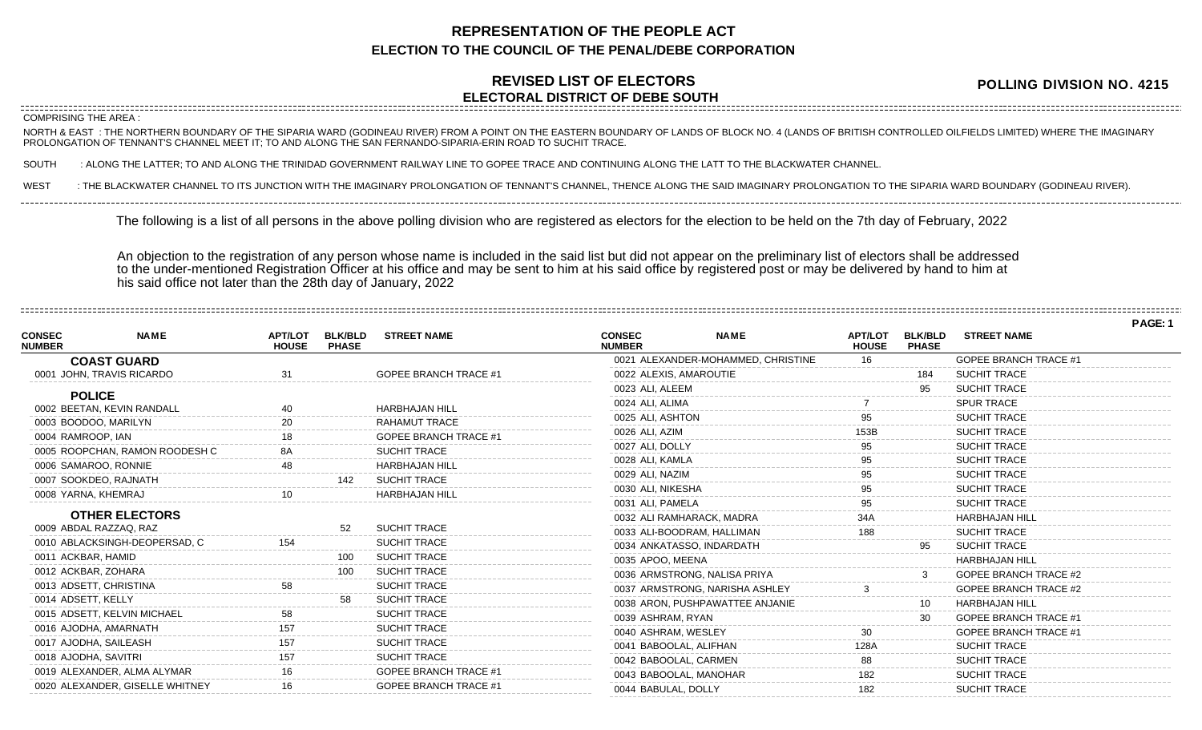# REPRESENTATION OF THE PEOPLE ACT
## ELECTION TO THE COUNCIL OF THE PENAL/DEBE CORPORATION

## REVISED LIST OF ELECTORS
## ELECTORAL DISTRICT OF DEBE SOUTH

**POLLING DIVISION NO. 4215**

COMPRISING THE AREA :

NORTH & EAST : THE NORTHERN BOUNDARY OF THE SIPARIA WARD (GODINEAU RIVER) FROM A POINT ON THE EASTERN BOUNDARY OF LANDS OF BLOCK NO. 4 (LANDS OF BRITISH CONTROLLED OILFIELDS LIMITED) WHERE THE IMAGINARY PROLONGATION OF TENNANT'S CHANNEL MEET IT; TO AND ALONG THE SAN FERNANDO-SIPARIA-ERIN ROAD TO SUCHIT TRACE.

SOUTH : ALONG THE LATTER; TO AND ALONG THE TRINIDAD GOVERNMENT RAILWAY LINE TO GOPEE TRACE AND CONTINUING ALONG THE LATT TO THE BLACKWATER CHANNEL.

WEST : THE BLACKWATER CHANNEL TO ITS JUNCTION WITH THE IMAGINARY PROLONGATION OF TENNANT'S CHANNEL, THENCE ALONG THE SAID IMAGINARY PROLONGATION TO THE SIPARIA WARD BOUNDARY (GODINEAU RIVER).

The following is a list of all persons in the above polling division who are registered as electors for the election to be held on the 7th day of February, 2022

An objection to the registration of any person whose name is included in the said list but did not appear on the preliminary list of electors shall be addressed to the under-mentioned Registration Officer at his office and may be sent to him at his said office by registered post or may be delivered by hand to him at his said office not later than the 28th day of January, 2022

| CONSEC NUMBER | NAME | APT/LOT HOUSE | BLK/BLD PHASE | STREET NAME |
|---|---|---|---|---|
| | **COAST GUARD** | | | |
| 0001 | JOHN, TRAVIS RICARDO | 31 | | GOPEE BRANCH TRACE #1 |
| | **POLICE** | | | |
| 0002 | BEETAN, KEVIN RANDALL | 40 | | HARBHAJAN HILL |
| 0003 | BOODOO, MARILYN | 20 | | RAHAMUT TRACE |
| 0004 | RAMROOP, IAN | 18 | | GOPEE BRANCH TRACE #1 |
| 0005 | ROOPCHAN, RAMON ROODESH C | 8A | | SUCHIT TRACE |
| 0006 | SAMAROO, RONNIE | 48 | | HARBHAJAN HILL |
| 0007 | SOOKDEO, RAJNATH | | 142 | SUCHIT TRACE |
| 0008 | YARNA, KHEMRAJ | 10 | | HARBHAJAN HILL |
| | **OTHER ELECTORS** | | | |
| 0009 | ABDAL RAZZAQ, RAZ | | 52 | SUCHIT TRACE |
| 0010 | ABLACKSINGH-DEOPERSAD, C | 154 | | SUCHIT TRACE |
| 0011 | ACKBAR, HAMID | | 100 | SUCHIT TRACE |
| 0012 | ACKBAR, ZOHARA | | 100 | SUCHIT TRACE |
| 0013 | ADSETT, CHRISTINA | 58 | | SUCHIT TRACE |
| 0014 | ADSETT, KELLY | | 58 | SUCHIT TRACE |
| 0015 | ADSETT, KELVIN MICHAEL | 58 | | SUCHIT TRACE |
| 0016 | AJODHA, AMARNATH | 157 | | SUCHIT TRACE |
| 0017 | AJODHA, SAILEASH | 157 | | SUCHIT TRACE |
| 0018 | AJODHA, SAVITRI | 157 | | SUCHIT TRACE |
| 0019 | ALEXANDER, ALMA ALYMAR | 16 | | GOPEE BRANCH TRACE #1 |
| 0020 | ALEXANDER, GISELLE WHITNEY | 16 | | GOPEE BRANCH TRACE #1 |
| 0021 | ALEXANDER-MOHAMMED, CHRISTINE | 16 | | GOPEE BRANCH TRACE #1 |
| 0022 | ALEXIS, AMAROUTIE | | 184 | SUCHIT TRACE |
| 0023 | ALI, ALEEM | | 95 | SUCHIT TRACE |
| 0024 | ALI, ALIMA | 7 | | SPUR TRACE |
| 0025 | ALI, ASHTON | 95 | | SUCHIT TRACE |
| 0026 | ALI, AZIM | 153B | | SUCHIT TRACE |
| 0027 | ALI, DOLLY | 95 | | SUCHIT TRACE |
| 0028 | ALI, KAMLA | 95 | | SUCHIT TRACE |
| 0029 | ALI, NAZIM | 95 | | SUCHIT TRACE |
| 0030 | ALI, NIKESHA | 95 | | SUCHIT TRACE |
| 0031 | ALI, PAMELA | 95 | | SUCHIT TRACE |
| 0032 | ALI RAMHARACK, MADRA | 34A | | HARBHAJAN HILL |
| 0033 | ALI-BOODRAM, HALLIMAN | 188 | | SUCHIT TRACE |
| 0034 | ANKATASSO, INDARDATH | | 95 | SUCHIT TRACE |
| 0035 | APOO, MEENA | | | HARBHAJAN HILL |
| 0036 | ARMSTRONG, NALISA PRIYA | | 3 | GOPEE BRANCH TRACE #2 |
| 0037 | ARMSTRONG, NARISHA ASHLEY | 3 | | GOPEE BRANCH TRACE #2 |
| 0038 | ARON, PUSHPAWATTEE ANJANIE | | 10 | HARBHAJAN HILL |
| 0039 | ASHRAM, RYAN | | 30 | GOPEE BRANCH TRACE #1 |
| 0040 | ASHRAM, WESLEY | 30 | | GOPEE BRANCH TRACE #1 |
| 0041 | BABOOLAL, ALIFHAN | 128A | | SUCHIT TRACE |
| 0042 | BABOOLAL, CARMEN | 88 | | SUCHIT TRACE |
| 0043 | BABOOLAL, MANOHAR | 182 | | SUCHIT TRACE |
| 0044 | BABULAL, DOLLY | 182 | | SUCHIT TRACE |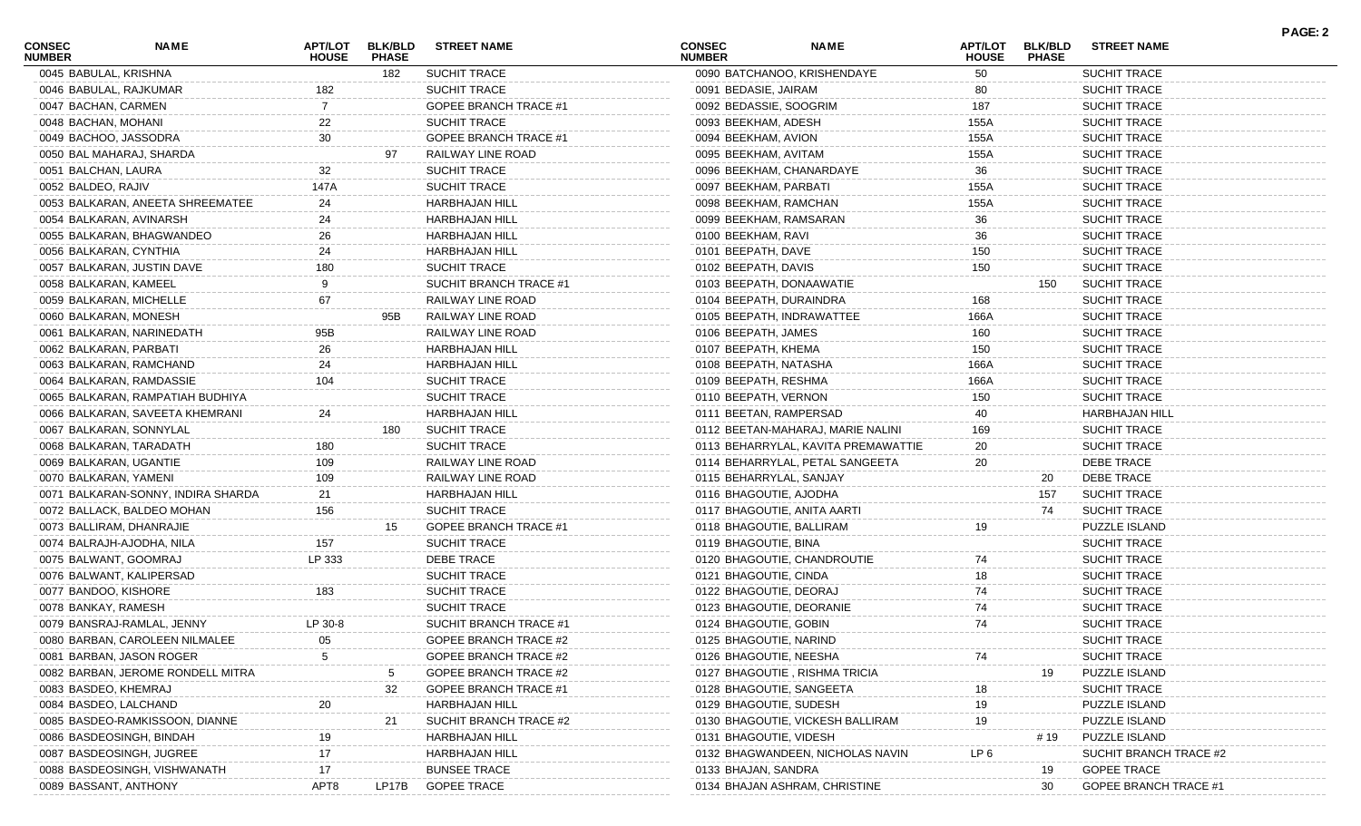| CONSEC NUMBER | NAME | APT/LOT HOUSE | BLK/BLD PHASE | STREET NAME |
|---|---|---|---|---|
| 0045 | BABULAL, KRISHNA | | 182 | SUCHIT TRACE |
| 0046 | BABULAL, RAJKUMAR | 182 | | SUCHIT TRACE |
| 0047 | BACHAN, CARMEN | 7 | | GOPEE BRANCH TRACE #1 |
| 0048 | BACHAN, MOHANI | 22 | | SUCHIT TRACE |
| 0049 | BACHOO, JASSODRA | 30 | | GOPEE BRANCH TRACE #1 |
| 0050 | BAL MAHARAJ, SHARDA | | 97 | RAILWAY LINE ROAD |
| 0051 | BALCHAN, LAURA | 32 | | SUCHIT TRACE |
| 0052 | BALDEO, RAJIV | 147A | | SUCHIT TRACE |
| 0053 | BALKARAN, ANEETA SHREEMATEE | 24 | | HARBHAJAN HILL |
| 0054 | BALKARAN, AVINARSH | 24 | | HARBHAJAN HILL |
| 0055 | BALKARAN, BHAGWANDEO | 26 | | HARBHAJAN HILL |
| 0056 | BALKARAN, CYNTHIA | 24 | | HARBHAJAN HILL |
| 0057 | BALKARAN, JUSTIN DAVE | 180 | | SUCHIT TRACE |
| 0058 | BALKARAN, KAMEEL | 9 | | SUCHIT BRANCH TRACE #1 |
| 0059 | BALKARAN, MICHELLE | 67 | | RAILWAY LINE ROAD |
| 0060 | BALKARAN, MONESH | | 95B | RAILWAY LINE ROAD |
| 0061 | BALKARAN, NARINEDATH | 95B | | RAILWAY LINE ROAD |
| 0062 | BALKARAN, PARBATI | 26 | | HARBHAJAN HILL |
| 0063 | BALKARAN, RAMCHAND | 24 | | HARBHAJAN HILL |
| 0064 | BALKARAN, RAMDASSIE | 104 | | SUCHIT TRACE |
| 0065 | BALKARAN, RAMPATIAH BUDHIYA | | | SUCHIT TRACE |
| 0066 | BALKARAN, SAVEETA KHEMRANI | 24 | | HARBHAJAN HILL |
| 0067 | BALKARAN, SONNYLAL | | 180 | SUCHIT TRACE |
| 0068 | BALKARAN, TARADATH | 180 | | SUCHIT TRACE |
| 0069 | BALKARAN, UGANTIE | 109 | | RAILWAY LINE ROAD |
| 0070 | BALKARAN, YAMENI | 109 | | RAILWAY LINE ROAD |
| 0071 | BALKARAN-SONNY, INDIRA SHARDA | 21 | | HARBHAJAN HILL |
| 0072 | BALLACK, BALDEO MOHAN | 156 | | SUCHIT TRACE |
| 0073 | BALLIRAM, DHANRAJIE | | 15 | GOPEE BRANCH TRACE #1 |
| 0074 | BALRAJH-AJODHA, NILA | 157 | | SUCHIT TRACE |
| 0075 | BALWANT, GOOMRAJ | LP 333 | | DEBE TRACE |
| 0076 | BALWANT, KALIPERSAD | | | SUCHIT TRACE |
| 0077 | BANDOO, KISHORE | 183 | | SUCHIT TRACE |
| 0078 | BANKAY, RAMESH | | | SUCHIT TRACE |
| 0079 | BANSRAJ-RAMLAL, JENNY | LP 30-8 | | SUCHIT BRANCH TRACE #1 |
| 0080 | BARBAN, CAROLEEN NILMALEE | 05 | | GOPEE BRANCH TRACE #2 |
| 0081 | BARBAN, JASON ROGER | 5 | | GOPEE BRANCH TRACE #2 |
| 0082 | BARBAN, JEROME RONDELL MITRA | | 5 | GOPEE BRANCH TRACE #2 |
| 0083 | BASDEO, KHEMRAJ | | 32 | GOPEE BRANCH TRACE #1 |
| 0084 | BASDEO, LALCHAND | 20 | | HARBHAJAN HILL |
| 0085 | BASDEO-RAMKISSOON, DIANNE | | 21 | SUCHIT BRANCH TRACE #2 |
| 0086 | BASDEOSINGH, BINDAH | 19 | | HARBHAJAN HILL |
| 0087 | BASDEOSINGH, JUGREE | 17 | | HARBHAJAN HILL |
| 0088 | BASDEOSINGH, VISHWANATH | 17 | | BUNSEE TRACE |
| 0089 | BASSANT, ANTHONY | APT8 | LP17B | GOPEE TRACE |
| 0090 | BATCHANOO, KRISHENDAYE | 50 | | SUCHIT TRACE |
| 0091 | BEDASIE, JAIRAM | 80 | | SUCHIT TRACE |
| 0092 | BEDASSIE, SOOGRIM | 187 | | SUCHIT TRACE |
| 0093 | BEEKHAM, ADESH | 155A | | SUCHIT TRACE |
| 0094 | BEEKHAM, AVION | 155A | | SUCHIT TRACE |
| 0095 | BEEKHAM, AVITAM | 155A | | SUCHIT TRACE |
| 0096 | BEEKHAM, CHANARDAYE | 36 | | SUCHIT TRACE |
| 0097 | BEEKHAM, PARBATI | 155A | | SUCHIT TRACE |
| 0098 | BEEKHAM, RAMCHAN | 155A | | SUCHIT TRACE |
| 0099 | BEEKHAM, RAMSARAN | 36 | | SUCHIT TRACE |
| 0100 | BEEKHAM, RAVI | 36 | | SUCHIT TRACE |
| 0101 | BEEPATH, DAVE | 150 | | SUCHIT TRACE |
| 0102 | BEEPATH, DAVIS | 150 | | SUCHIT TRACE |
| 0103 | BEEPATH, DONAAWATIE | | 150 | SUCHIT TRACE |
| 0104 | BEEPATH, DURAINDRA | 168 | | SUCHIT TRACE |
| 0105 | BEEPATH, INDRAWATTEE | 166A | | SUCHIT TRACE |
| 0106 | BEEPATH, JAMES | 160 | | SUCHIT TRACE |
| 0107 | BEEPATH, KHEMA | 150 | | SUCHIT TRACE |
| 0108 | BEEPATH, NATASHA | 166A | | SUCHIT TRACE |
| 0109 | BEEPATH, RESHMA | 166A | | SUCHIT TRACE |
| 0110 | BEEPATH, VERNON | 150 | | SUCHIT TRACE |
| 0111 | BEETAN, RAMPERSAD | 40 | | HARBHAJAN HILL |
| 0112 | BEETAN-MAHARAJ, MARIE NALINI | 169 | | SUCHIT TRACE |
| 0113 | BEHARRYLAL, KAVITA PREMAWATTIE | 20 | | SUCHIT TRACE |
| 0114 | BEHARRYLAL, PETAL SANGEETA | 20 | | DEBE TRACE |
| 0115 | BEHARRYLAL, SANJAY | | 20 | DEBE TRACE |
| 0116 | BHAGOUTIE, AJODHA | | 157 | SUCHIT TRACE |
| 0117 | BHAGOUTIE, ANITA AARTI | | 74 | SUCHIT TRACE |
| 0118 | BHAGOUTIE, BALLIRAM | 19 | | PUZZLE ISLAND |
| 0119 | BHAGOUTIE, BINA | | | SUCHIT TRACE |
| 0120 | BHAGOUTIE, CHANDROUTIE | 74 | | SUCHIT TRACE |
| 0121 | BHAGOUTIE, CINDA | 18 | | SUCHIT TRACE |
| 0122 | BHAGOUTIE, DEORAJ | 74 | | SUCHIT TRACE |
| 0123 | BHAGOUTIE, DEORANIE | 74 | | SUCHIT TRACE |
| 0124 | BHAGOUTIE, GOBIN | 74 | | SUCHIT TRACE |
| 0125 | BHAGOUTIE, NARIND | | | SUCHIT TRACE |
| 0126 | BHAGOUTIE, NEESHA | 74 | | SUCHIT TRACE |
| 0127 | BHAGOUTIE , RISHMA TRICIA | | 19 | PUZZLE ISLAND |
| 0128 | BHAGOUTIE, SANGEETA | 18 | | SUCHIT TRACE |
| 0129 | BHAGOUTIE, SUDESH | 19 | | PUZZLE ISLAND |
| 0130 | BHAGOUTIE, VICKESH BALLIRAM | 19 | | PUZZLE ISLAND |
| 0131 | BHAGOUTIE, VIDESH | | # 19 | PUZZLE ISLAND |
| 0132 | BHAGWANDEEN, NICHOLAS NAVIN | LP 6 | | SUCHIT BRANCH TRACE #2 |
| 0133 | BHAJAN, SANDRA | | 19 | GOPEE TRACE |
| 0134 | BHAJAN ASHRAM, CHRISTINE | | 30 | GOPEE BRANCH TRACE #1 |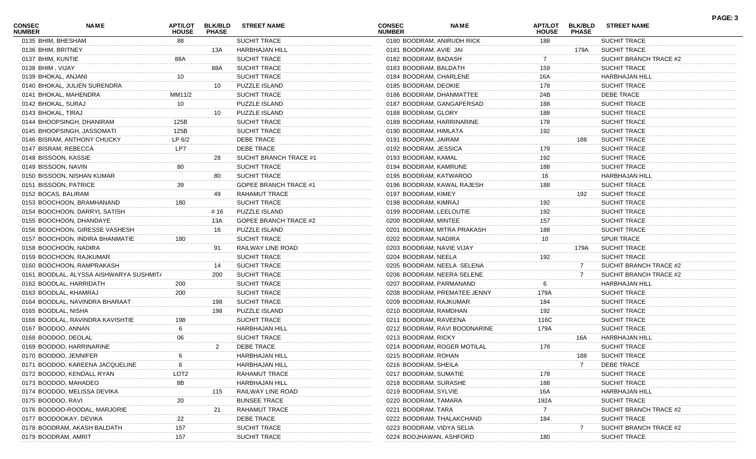| CONSEC NUMBER | NAME | APT/LOT HOUSE | BLK/BLD PHASE | STREET NAME |
|---|---|---|---|---|
| 0135 | BHIM, BHESHAM | 88 | | SUCHIT TRACE |
| 0136 | BHIM, BRITNEY | | 13A | HARBHAJAN HILL |
| 0137 | BHIM, KUNTIE | 88A | | SUCHIT TRACE |
| 0138 | BHIM , VIJAY | | 88A | SUCHIT TRACE |
| 0139 | BHOKAL, ANJANI | 10 | | SUCHIT TRACE |
| 0140 | BHOKAL, JULIEN SURENDRA | | 10 | PUZZLE ISLAND |
| 0141 | BHOKAL, MAHENDRA | MM11/2 | | SUCHIT TRACE |
| 0142 | BHOKAL, SURAJ | 10 | | PUZZLE ISLAND |
| 0143 | BHOKAL, TIRAJ | | 10 | PUZZLE ISLAND |
| 0144 | BHOOPSINGH, DHANIRAM | 125B | | SUCHIT TRACE |
| 0145 | BHOOPSINGH, JASSOMATI | 125B | | SUCHIT TRACE |
| 0146 | BISRAM, ANTHONY CHUCKY | LP 6/2 | | DEBE TRACE |
| 0147 | BISRAM, REBECCA | LP7 | | DEBE TRACE |
| 0148 | BISSOON, KASSIE | | 28 | SUCHIT BRANCH TRACE #1 |
| 0149 | BISSOON, NAVIN | 80 | | SUCHIT TRACE |
| 0150 | BISSOON, NISHAN KUMAR | | 80 | SUCHIT TRACE |
| 0151 | BISSOON, PATRICE | 39 | | GOPEE BRANCH TRACE #1 |
| 0152 | BOCAS, BALIRAM | | 49 | RAHAMUT TRACE |
| 0153 | BOOCHOON, BRAMHANAND | 180 | | SUCHIT TRACE |
| 0154 | BOOCHOON, DARRYL SATISH | | # 16 | PUZZLE ISLAND |
| 0155 | BOOCHOON, DHANDAYE | | 13A | GOPEE BRANCH TRACE #2 |
| 0156 | BOOCHOON, GIRESSE VASHESH | | 16 | PUZZLE ISLAND |
| 0157 | BOOCHOON, INDIRA BHANMATIE | 180 | | SUCHIT TRACE |
| 0158 | BOOCHOON, NADIRA | | 91 | RAILWAY LINE ROAD |
| 0159 | BOOCHOON, RAJKUMAR | | | SUCHIT TRACE |
| 0160 | BOOCHOON, RAMPRAKASH | | 14 | SUCHIT TRACE |
| 0161 | BOODLAL, ALYSSA AISHWARYA SUSHMIT/ | | 200 | SUCHIT TRACE |
| 0162 | BOODLAL, HARRIDATH | 200 | | SUCHIT TRACE |
| 0163 | BOODLAL, KHAMRAJ | 200 | | SUCHIT TRACE |
| 0164 | BOODLAL, NAVINDRA BHARAAT | | 198 | SUCHIT TRACE |
| 0165 | BOODLAL, NISHA | | 198 | PUZZLE ISLAND |
| 0166 | BOODLAL, RAVINDRA KAVISHTIE | 198 | | SUCHIT TRACE |
| 0167 | BOODOO, ANNAN | 6 | | HARBHAJAN HILL |
| 0168 | BOODOO, DEOLAL | 06 | | SUCHIT TRACE |
| 0169 | BOODOO, HARRINARINE | | 2 | DEBE TRACE |
| 0170 | BOODOO, JENNIFER | 6 | | HARBHAJAN HILL |
| 0171 | BOODOO, KAREENA JACQUELINE | 6 | | HARBHAJAN HILL |
| 0172 | BOODOO, KENDALL RYAN | LOT2 | | RAHAMUT TRACE |
| 0173 | BOODOO, MAHADEO | 8B | | HARBHAJAN HILL |
| 0174 | BOODOO, MELISSA DEVIKA | | 115 | RAILWAY LINE ROAD |
| 0175 | BOODOO, RAVI | 20 | | BUNSEE TRACE |
| 0176 | BOODOO-ROODAL, MARJORIE | | 21 | RAHAMUT TRACE |
| 0177 | BOODOOKAY, DEVIKA | 22 | | DEBE TRACE |
| 0178 | BOODRAM, AKASH BALDATH | 157 | | SUCHIT TRACE |
| 0179 | BOODRAM, AMRIT | 157 | | SUCHIT TRACE |
| 0180 | BOODRAM, ANIRUDH RICK | 188 | | SUCHIT TRACE |
| 0181 | BOODRAM, AVIE JAI | | 179A | SUCHIT TRACE |
| 0182 | BOODRAM, BADASH | 7 | | SUCHIT BRANCH TRACE #2 |
| 0183 | BOODRAM, BALDATH | 159 | | SUCHIT TRACE |
| 0184 | BOODRAM, CHARLENE | 16A | | HARBHAJAN HILL |
| 0185 | BOODRAM, DEOKIE | 178 | | SUCHIT TRACE |
| 0186 | BOODRAM, DHANMATTEE | 24B | | DEBE TRACE |
| 0187 | BOODRAM, GANGAPERSAD | 188 | | SUCHIT TRACE |
| 0188 | BOODRAM, GLORY | 188 | | SUCHIT TRACE |
| 0189 | BOODRAM, HARRINARINE | 178 | | SUCHIT TRACE |
| 0190 | BOODRAM, HIMLATA | 192 | | SUCHIT TRACE |
| 0191 | BOODRAM, JAIRAM | | 188 | SUCHIT TRACE |
| 0192 | BOODRAM, JESSICA | 178 | | SUCHIT TRACE |
| 0193 | BOODRAM, KAMAL | 192 | | SUCHIT TRACE |
| 0194 | BOODRAM, KAMRUNE | 188 | | SUCHIT TRACE |
| 0195 | BOODRAM, KATWAROO | 16 | | HARBHAJAN HILL |
| 0196 | BOODRAM, KAWAL RAJESH | 188 | | SUCHIT TRACE |
| 0197 | BOODRAM, KIMEY | | 192 | SUCHIT TRACE |
| 0198 | BOODRAM, KIMRAJ | 192 | | SUCHIT TRACE |
| 0199 | BOODRAM, LEELOUTIE | 192 | | SUCHIT TRACE |
| 0200 | BOODRAM, MINTEE | 157 | | SUCHIT TRACE |
| 0201 | BOODRAM, MITRA PRAKASH | 188 | | SUCHIT TRACE |
| 0202 | BOODRAM, NADIRA | 10 | | SPUR TRACE |
| 0203 | BOODRAM, NAVIE VIJAY | | 179A | SUCHIT TRACE |
| 0204 | BOODRAM, NEELA | 192 | | SUCHIT TRACE |
| 0205 | BOODRAM, NEELA SELENA | | 7 | SUCHIT BRANCH TRACE #2 |
| 0206 | BOODRAM, NEERA SELENE | | 7 | SUCHIT BRANCH TRACE #2 |
| 0207 | BOODRAM, PARMANAND | 6 | | HARBHAJAN HILL |
| 0208 | BOODRAM, PREMATEE JENNY | 179A | | SUCHIT TRACE |
| 0209 | BOODRAM, RAJKUMAR | 184 | | SUCHIT TRACE |
| 0210 | BOODRAM, RAMDHAN | 192 | | SUCHIT TRACE |
| 0211 | BOODRAM, RAVEENA | 116C | | SUCHIT TRACE |
| 0212 | BOODRAM, RAVI BOODNARINE | 179A | | SUCHIT TRACE |
| 0213 | BOODRAM, RICKY | | 16A | HARBHAJAN HILL |
| 0214 | BOODRAM, ROGER MOTILAL | 178 | | SUCHIT TRACE |
| 0215 | BOODRAM, ROHAN | | 188 | SUCHIT TRACE |
| 0216 | BOODRAM, SHEILA | | 7 | DEBE TRACE |
| 0217 | BOODRAM, SUMATIE | 178 | | SUCHIT TRACE |
| 0218 | BOODRAM, SURASHE | 188 | | SUCHIT TRACE |
| 0219 | BOODRAM, SYLVIE | 16A | | HARBHAJAN HILL |
| 0220 | BOODRAM, TAMARA | 192A | | SUCHIT TRACE |
| 0221 | BOODRAM, TARA | 7 | | SUCHIT BRANCH TRACE #2 |
| 0222 | BOODRAM, THALAKCHAND | 184 | | SUCHIT TRACE |
| 0223 | BOODRAM, VIDYA SELIA | | 7 | SUCHIT BRANCH TRACE #2 |
| 0224 | BOOJHAWAN, ASHFORD | 180 | | SUCHIT TRACE |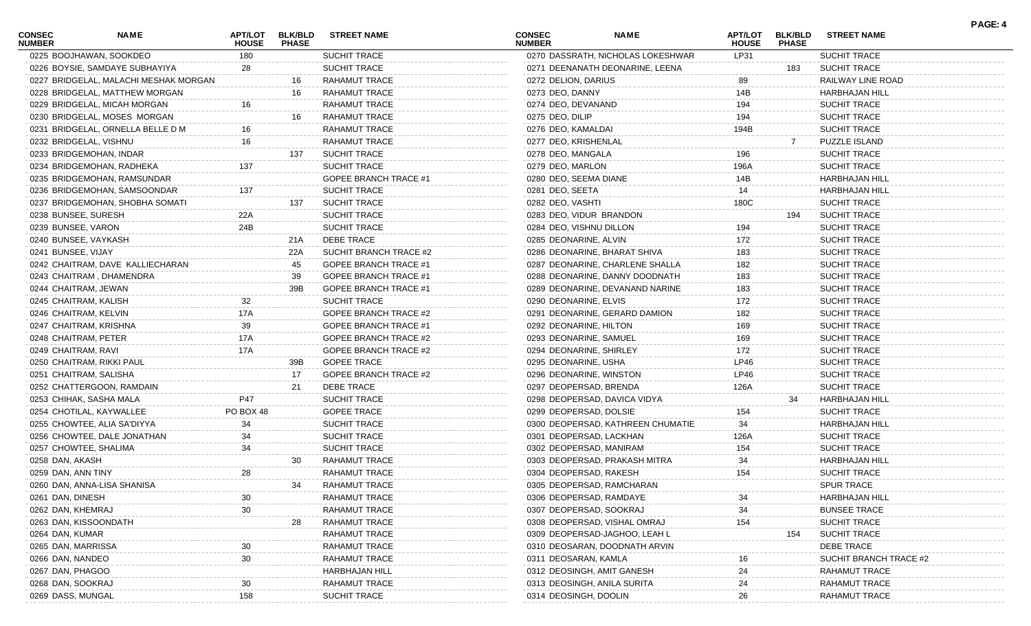| CONSEC NUMBER | NAME | APT/LOT HOUSE | BLK/BLD PHASE | STREET NAME |
|---|---|---|---|---|
| 0225 | BOOJHAWAN, SOOKDEO | 180 | | SUCHIT TRACE |
| 0226 | BOYSIE, SAMDAYE SUBHAYIYA | 28 | | SUCHIT TRACE |
| 0227 | BRIDGELAL, MALACHI MESHAK MORGAN | | 16 | RAHAMUT TRACE |
| 0228 | BRIDGELAL, MATTHEW MORGAN | | 16 | RAHAMUT TRACE |
| 0229 | BRIDGELAL, MICAH MORGAN | 16 | | RAHAMUT TRACE |
| 0230 | BRIDGELAL, MOSES MORGAN | | 16 | RAHAMUT TRACE |
| 0231 | BRIDGELAL, ORNELLA BELLE D M | 16 | | RAHAMUT TRACE |
| 0232 | BRIDGELAL, VISHNU | 16 | | RAHAMUT TRACE |
| 0233 | BRIDGEMOHAN, INDAR | | 137 | SUCHIT TRACE |
| 0234 | BRIDGEMOHAN, RADHEKA | 137 | | SUCHIT TRACE |
| 0235 | BRIDGEMOHAN, RAMSUNDAR | | | GOPEE BRANCH TRACE #1 |
| 0236 | BRIDGEMOHAN, SAMSOONDAR | 137 | | SUCHIT TRACE |
| 0237 | BRIDGEMOHAN, SHOBHA SOMATI | | 137 | SUCHIT TRACE |
| 0238 | BUNSEE, SURESH | 22A | | SUCHIT TRACE |
| 0239 | BUNSEE, VARON | 24B | | SUCHIT TRACE |
| 0240 | BUNSEE, VAYKASH | | 21A | DEBE TRACE |
| 0241 | BUNSEE, VIJAY | | 22A | SUCHIT BRANCH TRACE #2 |
| 0242 | CHAITRAM, DAVE KALLIECHARAN | | 45 | GOPEE BRANCH TRACE #1 |
| 0243 | CHAITRAM , DHAMENDRA | | 39 | GOPEE BRANCH TRACE #1 |
| 0244 | CHAITRAM, JEWAN | | 39B | GOPEE BRANCH TRACE #1 |
| 0245 | CHAITRAM, KALISH | 32 | | SUCHIT TRACE |
| 0246 | CHAITRAM, KELVIN | 17A | | GOPEE BRANCH TRACE #2 |
| 0247 | CHAITRAM, KRISHNA | 39 | | GOPEE BRANCH TRACE #1 |
| 0248 | CHAITRAM, PETER | 17A | | GOPEE BRANCH TRACE #2 |
| 0249 | CHAITRAM, RAVI | 17A | | GOPEE BRANCH TRACE #2 |
| 0250 | CHAITRAM, RIKKI PAUL | | 39B | GOPEE TRACE |
| 0251 | CHAITRAM, SALISHA | | 17 | GOPEE BRANCH TRACE #2 |
| 0252 | CHATTERGOON, RAMDAIN | | 21 | DEBE TRACE |
| 0253 | CHIHAK, SASHA MALA | P47 | | SUCHIT TRACE |
| 0254 | CHOTILAL, KAYWALLEE | PO BOX 48 | | GOPEE TRACE |
| 0255 | CHOWTEE, ALIA SA'DIYYA | 34 | | SUCHIT TRACE |
| 0256 | CHOWTEE, DALE JONATHAN | 34 | | SUCHIT TRACE |
| 0257 | CHOWTEE, SHALIMA | 34 | | SUCHIT TRACE |
| 0258 | DAN, AKASH | | 30 | RAHAMUT TRACE |
| 0259 | DAN, ANN TINY | 28 | | RAHAMUT TRACE |
| 0260 | DAN, ANNA-LISA SHANISA | | 34 | RAHAMUT TRACE |
| 0261 | DAN, DINESH | 30 | | RAHAMUT TRACE |
| 0262 | DAN, KHEMRAJ | 30 | | RAHAMUT TRACE |
| 0263 | DAN, KISSOONDATH | | 28 | RAHAMUT TRACE |
| 0264 | DAN, KUMAR | | | RAHAMUT TRACE |
| 0265 | DAN, MARRISSA | 30 | | RAHAMUT TRACE |
| 0266 | DAN, NANDEO | 30 | | RAHAMUT TRACE |
| 0267 | DAN, PHAGOO | | | HARBHAJAN HILL |
| 0268 | DAN, SOOKRAJ | 30 | | RAHAMUT TRACE |
| 0269 | DASS, MUNGAL | 158 | | SUCHIT TRACE |
| 0270 | DASSRATH, NICHOLAS LOKESHWAR | LP31 | | SUCHIT TRACE |
| 0271 | DEENANATH DEONARINE, LEENA | | 183 | SUCHIT TRACE |
| 0272 | DELION, DARIUS | 89 | | RAILWAY LINE ROAD |
| 0273 | DEO, DANNY | 14B | | HARBHAJAN HILL |
| 0274 | DEO, DEVANAND | 194 | | SUCHIT TRACE |
| 0275 | DEO, DILIP | 194 | | SUCHIT TRACE |
| 0276 | DEO, KAMALDAI | 194B | | SUCHIT TRACE |
| 0277 | DEO, KRISHENLAL | | 7 | PUZZLE ISLAND |
| 0278 | DEO, MANGALA | 196 | | SUCHIT TRACE |
| 0279 | DEO, MARLON | 196A | | SUCHIT TRACE |
| 0280 | DEO, SEEMA DIANE | 14B | | HARBHAJAN HILL |
| 0281 | DEO, SEETA | 14 | | HARBHAJAN HILL |
| 0282 | DEO, VASHTI | 180C | | SUCHIT TRACE |
| 0283 | DEO, VIDUR BRANDON | | 194 | SUCHIT TRACE |
| 0284 | DEO, VISHNU DILLON | 194 | | SUCHIT TRACE |
| 0285 | DEONARINE, ALVIN | 172 | | SUCHIT TRACE |
| 0286 | DEONARINE, BHARAT SHIVA | 183 | | SUCHIT TRACE |
| 0287 | DEONARINE, CHARLENE SHALLA | 182 | | SUCHIT TRACE |
| 0288 | DEONARINE, DANNY DOODNATH | 183 | | SUCHIT TRACE |
| 0289 | DEONARINE, DEVANAND NARINE | 183 | | SUCHIT TRACE |
| 0290 | DEONARINE, ELVIS | 172 | | SUCHIT TRACE |
| 0291 | DEONARINE, GERARD DAMION | 182 | | SUCHIT TRACE |
| 0292 | DEONARINE, HILTON | 169 | | SUCHIT TRACE |
| 0293 | DEONARINE, SAMUEL | 169 | | SUCHIT TRACE |
| 0294 | DEONARINE, SHIRLEY | 172 | | SUCHIT TRACE |
| 0295 | DEONARINE, USHA | LP46 | | SUCHIT TRACE |
| 0296 | DEONARINE, WINSTON | LP46 | | SUCHIT TRACE |
| 0297 | DEOPERSAD, BRENDA | 126A | | SUCHIT TRACE |
| 0298 | DEOPERSAD, DAVICA VIDYA | | 34 | HARBHAJAN HILL |
| 0299 | DEOPERSAD, DOLSIE | 154 | | SUCHIT TRACE |
| 0300 | DEOPERSAD, KATHREEN CHUMATIE | 34 | | HARBHAJAN HILL |
| 0301 | DEOPERSAD, LACKHAN | 126A | | SUCHIT TRACE |
| 0302 | DEOPERSAD, MANIRAM | 154 | | SUCHIT TRACE |
| 0303 | DEOPERSAD, PRAKASH MITRA | 34 | | HARBHAJAN HILL |
| 0304 | DEOPERSAD, RAKESH | 154 | | SUCHIT TRACE |
| 0305 | DEOPERSAD, RAMCHARAN | | | SPUR TRACE |
| 0306 | DEOPERSAD, RAMDAYE | 34 | | HARBHAJAN HILL |
| 0307 | DEOPERSAD, SOOKRAJ | 34 | | BUNSEE TRACE |
| 0308 | DEOPERSAD, VISHAL OMRAJ | 154 | | SUCHIT TRACE |
| 0309 | DEOPERSAD-JAGHOO, LEAH L | | 154 | SUCHIT TRACE |
| 0310 | DEOSARAN, DOODNATH ARVIN | | | DEBE TRACE |
| 0311 | DEOSARAN, KAMLA | 16 | | SUCHIT BRANCH TRACE #2 |
| 0312 | DEOSINGH, AMIT GANESH | 24 | | RAHAMUT TRACE |
| 0313 | DEOSINGH, ANILA SURITA | 24 | | RAHAMUT TRACE |
| 0314 | DEOSINGH, DOOLIN | 26 | | RAHAMUT TRACE |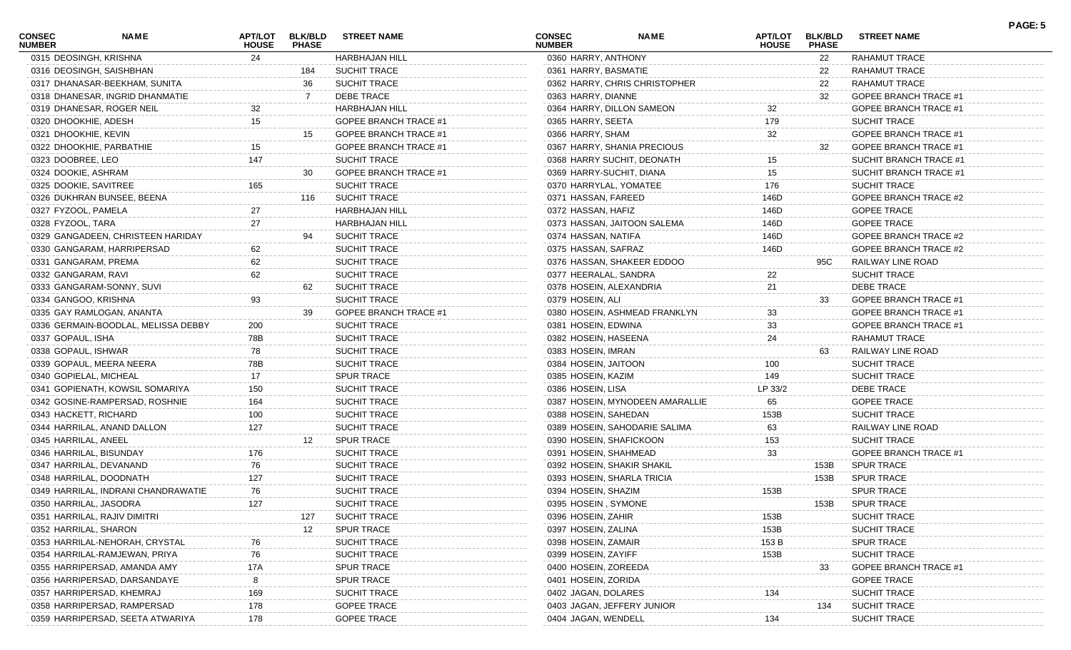| CONSEC NUMBER | NAME | APT/LOT HOUSE | BLK/BLD PHASE | STREET NAME |
|---|---|---|---|---|
| 0315 | DEOSINGH, KRISHNA | 24 | | HARBHAJAN HILL |
| 0316 | DEOSINGH, SAISHBHAN | | 184 | SUCHIT TRACE |
| 0317 | DHANASAR-BEEKHAM, SUNITA | | 36 | SUCHIT TRACE |
| 0318 | DHANESAR, INGRID DHANMATIE | | 7 | DEBE TRACE |
| 0319 | DHANESAR, ROGER NEIL | 32 | | HARBHAJAN HILL |
| 0320 | DHOOKHIE, ADESH | 15 | | GOPEE BRANCH TRACE #1 |
| 0321 | DHOOKHIE, KEVIN | | 15 | GOPEE BRANCH TRACE #1 |
| 0322 | DHOOKHIE, PARBATHIE | 15 | | GOPEE BRANCH TRACE #1 |
| 0323 | DOOBREE, LEO | 147 | | SUCHIT TRACE |
| 0324 | DOOKIE, ASHRAM | | 30 | GOPEE BRANCH TRACE #1 |
| 0325 | DOOKIE, SAVITREE | 165 | | SUCHIT TRACE |
| 0326 | DUKHRAN BUNSEE, BEENA | | 116 | SUCHIT TRACE |
| 0327 | FYZOOL, PAMELA | 27 | | HARBHAJAN HILL |
| 0328 | FYZOOL, TARA | 27 | | HARBHAJAN HILL |
| 0329 | GANGADEEN, CHRISTEEN HARIDAY | | 94 | SUCHIT TRACE |
| 0330 | GANGARAM, HARRIPERSAD | 62 | | SUCHIT TRACE |
| 0331 | GANGARAM, PREMA | 62 | | SUCHIT TRACE |
| 0332 | GANGARAM, RAVI | 62 | | SUCHIT TRACE |
| 0333 | GANGARAM-SONNY, SUVI | | 62 | SUCHIT TRACE |
| 0334 | GANGOO, KRISHNA | 93 | | SUCHIT TRACE |
| 0335 | GAY RAMLOGAN, ANANTA | | 39 | GOPEE BRANCH TRACE #1 |
| 0336 | GERMAIN-BOODLAL, MELISSA DEBBY | 200 | | SUCHIT TRACE |
| 0337 | GOPAUL, ISHA | 78B | | SUCHIT TRACE |
| 0338 | GOPAUL, ISHWAR | 78 | | SUCHIT TRACE |
| 0339 | GOPAUL, MEERA NEERA | 78B | | SUCHIT TRACE |
| 0340 | GOPIELAL, MICHEAL | 17 | | SPUR TRACE |
| 0341 | GOPIENATH, KOWSIL SOMARIYA | 150 | | SUCHIT TRACE |
| 0342 | GOSINE-RAMPERSAD, ROSHNIE | 164 | | SUCHIT TRACE |
| 0343 | HACKETT, RICHARD | 100 | | SUCHIT TRACE |
| 0344 | HARRILAL, ANAND DALLON | 127 | | SUCHIT TRACE |
| 0345 | HARRILAL, ANEEL | | 12 | SPUR TRACE |
| 0346 | HARRILAL, BISUNDAY | 176 | | SUCHIT TRACE |
| 0347 | HARRILAL, DEVANAND | 76 | | SUCHIT TRACE |
| 0348 | HARRILAL, DOODNATH | 127 | | SUCHIT TRACE |
| 0349 | HARRILAL, INDRANI CHANDRAWATIE | 76 | | SUCHIT TRACE |
| 0350 | HARRILAL, JASODRA | 127 | | SUCHIT TRACE |
| 0351 | HARRILAL, RAJIV DIMITRI | | 127 | SUCHIT TRACE |
| 0352 | HARRILAL, SHARON | | 12 | SPUR TRACE |
| 0353 | HARRILAL-NEHORAH, CRYSTAL | 76 | | SUCHIT TRACE |
| 0354 | HARRILAL-RAMJEWAN, PRIYA | 76 | | SUCHIT TRACE |
| 0355 | HARRIPERSAD, AMANDA AMY | 17A | | SPUR TRACE |
| 0356 | HARRIPERSAD, DARSANDAYE | 8 | | SPUR TRACE |
| 0357 | HARRIPERSAD, KHEMRAJ | 169 | | SUCHIT TRACE |
| 0358 | HARRIPERSAD, RAMPERSAD | 178 | | GOPEE TRACE |
| 0359 | HARRIPERSAD, SEETA ATWARIYA | 178 | | GOPEE TRACE |
| 0360 | HARRY, ANTHONY | | 22 | RAHAMUT TRACE |
| 0361 | HARRY, BASMATIE | | 22 | RAHAMUT TRACE |
| 0362 | HARRY, CHRIS CHRISTOPHER | | 22 | RAHAMUT TRACE |
| 0363 | HARRY, DIANNE | | 32 | GOPEE BRANCH TRACE #1 |
| 0364 | HARRY, DILLON SAMEON | 32 | | GOPEE BRANCH TRACE #1 |
| 0365 | HARRY, SEETA | 179 | | SUCHIT TRACE |
| 0366 | HARRY, SHAM | 32 | | GOPEE BRANCH TRACE #1 |
| 0367 | HARRY, SHANIA PRECIOUS | | 32 | GOPEE BRANCH TRACE #1 |
| 0368 | HARRY SUCHIT, DEONATH | 15 | | SUCHIT BRANCH TRACE #1 |
| 0369 | HARRY-SUCHIT, DIANA | 15 | | SUCHIT BRANCH TRACE #1 |
| 0370 | HARRYLAL, YOMATEE | 176 | | SUCHIT TRACE |
| 0371 | HASSAN, FAREED | 146D | | GOPEE BRANCH TRACE #2 |
| 0372 | HASSAN, HAFIZ | 146D | | GOPEE TRACE |
| 0373 | HASSAN, JAITOON SALEMA | 146D | | GOPEE TRACE |
| 0374 | HASSAN, NATIFA | 146D | | GOPEE BRANCH TRACE #2 |
| 0375 | HASSAN, SAFRAZ | 146D | | GOPEE BRANCH TRACE #2 |
| 0376 | HASSAN, SHAKEER EDDOO | | 95C | RAILWAY LINE ROAD |
| 0377 | HEERALAL, SANDRA | 22 | | SUCHIT TRACE |
| 0378 | HOSEIN, ALEXANDRIA | 21 | | DEBE TRACE |
| 0379 | HOSEIN, ALI | | 33 | GOPEE BRANCH TRACE #1 |
| 0380 | HOSEIN, ASHMEAD FRANKLYN | 33 | | GOPEE BRANCH TRACE #1 |
| 0381 | HOSEIN, EDWINA | 33 | | GOPEE BRANCH TRACE #1 |
| 0382 | HOSEIN, HASEENA | 24 | | RAHAMUT TRACE |
| 0383 | HOSEIN, IMRAN | | 63 | RAILWAY LINE ROAD |
| 0384 | HOSEIN, JAITOON | 100 | | SUCHIT TRACE |
| 0385 | HOSEIN, KAZIM | 149 | | SUCHIT TRACE |
| 0386 | HOSEIN, LISA | LP 33/2 | | DEBE TRACE |
| 0387 | HOSEIN, MYNODEEN AMARALLIE | 65 | | GOPEE TRACE |
| 0388 | HOSEIN, SAHEDAN | 153B | | SUCHIT TRACE |
| 0389 | HOSEIN, SAHODARIE SALIMA | 63 | | RAILWAY LINE ROAD |
| 0390 | HOSEIN, SHAFICKOON | 153 | | SUCHIT TRACE |
| 0391 | HOSEIN, SHAHMEAD | 33 | | GOPEE BRANCH TRACE #1 |
| 0392 | HOSEIN, SHAKIR SHAKIL | | 153B | SPUR TRACE |
| 0393 | HOSEIN, SHARLA TRICIA | | 153B | SPUR TRACE |
| 0394 | HOSEIN, SHAZIM | 153B | | SPUR TRACE |
| 0395 | HOSEIN , SYMONE | | 153B | SPUR TRACE |
| 0396 | HOSEIN, ZAHIR | 153B | | SUCHIT TRACE |
| 0397 | HOSEIN, ZALINA | 153B | | SUCHIT TRACE |
| 0398 | HOSEIN, ZAMAIR | 153 B | | SPUR TRACE |
| 0399 | HOSEIN, ZAYIFF | 153B | | SUCHIT TRACE |
| 0400 | HOSEIN, ZOREEDA | | 33 | GOPEE BRANCH TRACE #1 |
| 0401 | HOSEIN, ZORIDA | | | GOPEE TRACE |
| 0402 | JAGAN, DOLARES | 134 | | SUCHIT TRACE |
| 0403 | JAGAN, JEFFERY JUNIOR | | 134 | SUCHIT TRACE |
| 0404 | JAGAN, WENDELL | 134 | | SUCHIT TRACE |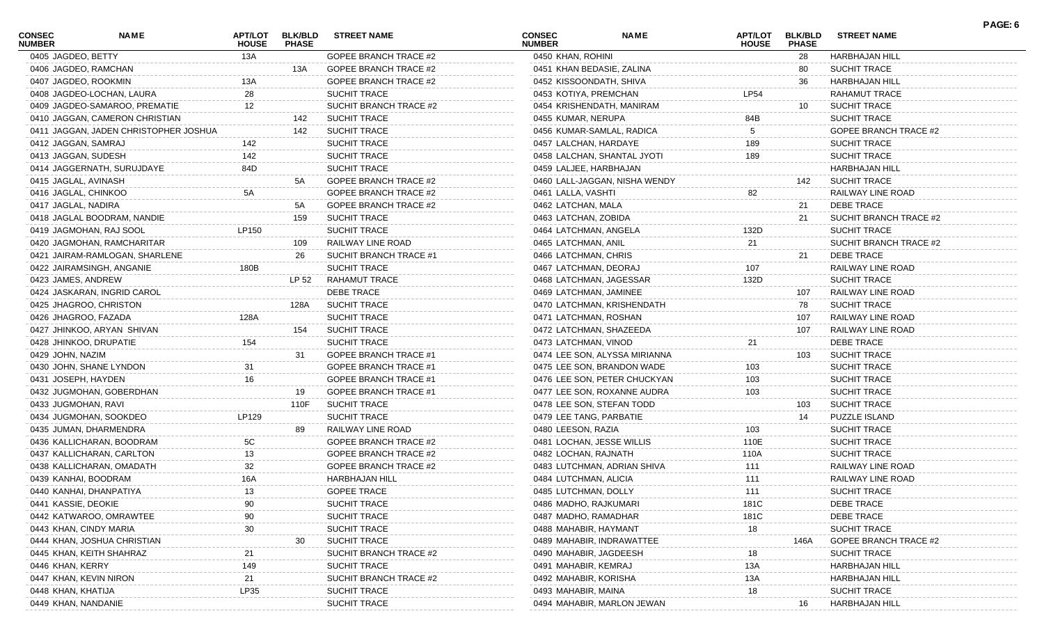| CONSEC NUMBER | NAME | APT/LOT HOUSE | BLK/BLD PHASE | STREET NAME |
|---|---|---|---|---|
| 0405 | JAGDEO, BETTY | 13A | | GOPEE BRANCH TRACE #2 |
| 0406 | JAGDEO, RAMCHAN | | 13A | GOPEE BRANCH TRACE #2 |
| 0407 | JAGDEO, ROOKMIN | 13A | | GOPEE BRANCH TRACE #2 |
| 0408 | JAGDEO-LOCHAN, LAURA | 28 | | SUCHIT TRACE |
| 0409 | JAGDEO-SAMAROO, PREMATIE | 12 | | SUCHIT BRANCH TRACE #2 |
| 0410 | JAGGAN, CAMERON CHRISTIAN | | 142 | SUCHIT TRACE |
| 0411 | JAGGAN, JADEN CHRISTOPHER JOSHUA | | 142 | SUCHIT TRACE |
| 0412 | JAGGAN, SAMRAJ | 142 | | SUCHIT TRACE |
| 0413 | JAGGAN, SUDESH | 142 | | SUCHIT TRACE |
| 0414 | JAGGERNATH, SURUJDAYE | 84D | | SUCHIT TRACE |
| 0415 | JAGLAL, AVINASH | | 5A | GOPEE BRANCH TRACE #2 |
| 0416 | JAGLAL, CHINKOO | 5A | | GOPEE BRANCH TRACE #2 |
| 0417 | JAGLAL, NADIRA | | 5A | GOPEE BRANCH TRACE #2 |
| 0418 | JAGLAL BOODRAM, NANDIE | | 159 | SUCHIT TRACE |
| 0419 | JAGMOHAN, RAJ SOOL | LP150 | | SUCHIT TRACE |
| 0420 | JAGMOHAN, RAMCHARITAR | | 109 | RAILWAY LINE ROAD |
| 0421 | JAIRAM-RAMLOGAN, SHARLENE | | 26 | SUCHIT BRANCH TRACE #1 |
| 0422 | JAIRAMSINGH, ANGANIE | 180B | | SUCHIT TRACE |
| 0423 | JAMES, ANDREW | | LP 52 | RAHAMUT TRACE |
| 0424 | JASKARAN, INGRID CAROL | | | DEBE TRACE |
| 0425 | JHAGROO, CHRISTON | | 128A | SUCHIT TRACE |
| 0426 | JHAGROO, FAZADA | 128A | | SUCHIT TRACE |
| 0427 | JHINKOO, ARYAN SHIVAN | | 154 | SUCHIT TRACE |
| 0428 | JHINKOO, DRUPATIE | 154 | | SUCHIT TRACE |
| 0429 | JOHN, NAZIM | | 31 | GOPEE BRANCH TRACE #1 |
| 0430 | JOHN, SHANE LYNDON | 31 | | GOPEE BRANCH TRACE #1 |
| 0431 | JOSEPH, HAYDEN | 16 | | GOPEE BRANCH TRACE #1 |
| 0432 | JUGMOHAN, GOBERDHAN | | 19 | GOPEE BRANCH TRACE #1 |
| 0433 | JUGMOHAN, RAVI | | 110F | SUCHIT TRACE |
| 0434 | JUGMOHAN, SOOKDEO | LP129 | | SUCHIT TRACE |
| 0435 | JUMAN, DHARMENDRA | | 89 | RAILWAY LINE ROAD |
| 0436 | KALLICHARAN, BOODRAM | 5C | | GOPEE BRANCH TRACE #2 |
| 0437 | KALLICHARAN, CARLTON | 13 | | GOPEE BRANCH TRACE #2 |
| 0438 | KALLICHARAN, OMADATH | 32 | | GOPEE BRANCH TRACE #2 |
| 0439 | KANHAI, BOODRAM | 16A | | HARBHAJAN HILL |
| 0440 | KANHAI, DHANPATIYA | 13 | | GOPEE TRACE |
| 0441 | KASSIE, DEOKIE | 90 | | SUCHIT TRACE |
| 0442 | KATWAROO, OMRAWTEE | 90 | | SUCHIT TRACE |
| 0443 | KHAN, CINDY MARIA | 30 | | SUCHIT TRACE |
| 0444 | KHAN, JOSHUA CHRISTIAN | | 30 | SUCHIT TRACE |
| 0445 | KHAN, KEITH SHAHRAZ | 21 | | SUCHIT BRANCH TRACE #2 |
| 0446 | KHAN, KERRY | 149 | | SUCHIT TRACE |
| 0447 | KHAN, KEVIN NIRON | 21 | | SUCHIT BRANCH TRACE #2 |
| 0448 | KHAN, KHATIJA | LP35 | | SUCHIT TRACE |
| 0449 | KHAN, NANDANIE | | | SUCHIT TRACE |
| 0450 | KHAN, ROHINI | | 28 | HARBHAJAN HILL |
| 0451 | KHAN BEDASIE, ZALINA | | 80 | SUCHIT TRACE |
| 0452 | KISSOONDATH, SHIVA | | 36 | HARBHAJAN HILL |
| 0453 | KOTIYA, PREMCHAN | LP54 | | RAHAMUT TRACE |
| 0454 | KRISHENDATH, MANIRAM | | 10 | SUCHIT TRACE |
| 0455 | KUMAR, NERUPA | 84B | | SUCHIT TRACE |
| 0456 | KUMAR-SAMLAL, RADICA | 5 | | GOPEE BRANCH TRACE #2 |
| 0457 | LALCHAN, HARDAYE | 189 | | SUCHIT TRACE |
| 0458 | LALCHAN, SHANTAL JYOTI | 189 | | SUCHIT TRACE |
| 0459 | LALJEE, HARBHAJAN | | | HARBHAJAN HILL |
| 0460 | LALL-JAGGAN, NISHA WENDY | | 142 | SUCHIT TRACE |
| 0461 | LALLA, VASHTI | 82 | | RAILWAY LINE ROAD |
| 0462 | LATCHAN, MALA | | 21 | DEBE TRACE |
| 0463 | LATCHAN, ZOBIDA | | 21 | SUCHIT BRANCH TRACE #2 |
| 0464 | LATCHMAN, ANGELA | 132D | | SUCHIT TRACE |
| 0465 | LATCHMAN, ANIL | 21 | | SUCHIT BRANCH TRACE #2 |
| 0466 | LATCHMAN, CHRIS | | 21 | DEBE TRACE |
| 0467 | LATCHMAN, DEORAJ | 107 | | RAILWAY LINE ROAD |
| 0468 | LATCHMAN, JAGESSAR | 132D | | SUCHIT TRACE |
| 0469 | LATCHMAN, JAMINEE | | 107 | RAILWAY LINE ROAD |
| 0470 | LATCHMAN, KRISHENDATH | | 78 | SUCHIT TRACE |
| 0471 | LATCHMAN, ROSHAN | | 107 | RAILWAY LINE ROAD |
| 0472 | LATCHMAN, SHAZEEDA | | 107 | RAILWAY LINE ROAD |
| 0473 | LATCHMAN, VINOD | 21 | | DEBE TRACE |
| 0474 | LEE SON, ALYSSA MIRIANNA | | 103 | SUCHIT TRACE |
| 0475 | LEE SON, BRANDON WADE | 103 | | SUCHIT TRACE |
| 0476 | LEE SON, PETER CHUCKYAN | 103 | | SUCHIT TRACE |
| 0477 | LEE SON, ROXANNE AUDRA | 103 | | SUCHIT TRACE |
| 0478 | LEE SON, STEFAN TODD | | 103 | SUCHIT TRACE |
| 0479 | LEE TANG, PARBATIE | | 14 | PUZZLE ISLAND |
| 0480 | LEESON, RAZIA | 103 | | SUCHIT TRACE |
| 0481 | LOCHAN, JESSE WILLIS | 110E | | SUCHIT TRACE |
| 0482 | LOCHAN, RAJNATH | 110A | | SUCHIT TRACE |
| 0483 | LUTCHMAN, ADRIAN SHIVA | 111 | | RAILWAY LINE ROAD |
| 0484 | LUTCHMAN, ALICIA | 111 | | RAILWAY LINE ROAD |
| 0485 | LUTCHMAN, DOLLY | 111 | | SUCHIT TRACE |
| 0486 | MADHO, RAJKUMARI | 181C | | DEBE TRACE |
| 0487 | MADHO, RAMADHAR | 181C | | DEBE TRACE |
| 0488 | MAHABIR, HAYMANT | 18 | | SUCHIT TRACE |
| 0489 | MAHABIR, INDRAWATTEE | | 146A | GOPEE BRANCH TRACE #2 |
| 0490 | MAHABIR, JAGDEESH | 18 | | SUCHIT TRACE |
| 0491 | MAHABIR, KEMRAJ | 13A | | HARBHAJAN HILL |
| 0492 | MAHABIR, KORISHA | 13A | | HARBHAJAN HILL |
| 0493 | MAHABIR, MAINA | 18 | | SUCHIT TRACE |
| 0494 | MAHABIR, MARLON JEWAN | | 16 | HARBHAJAN HILL |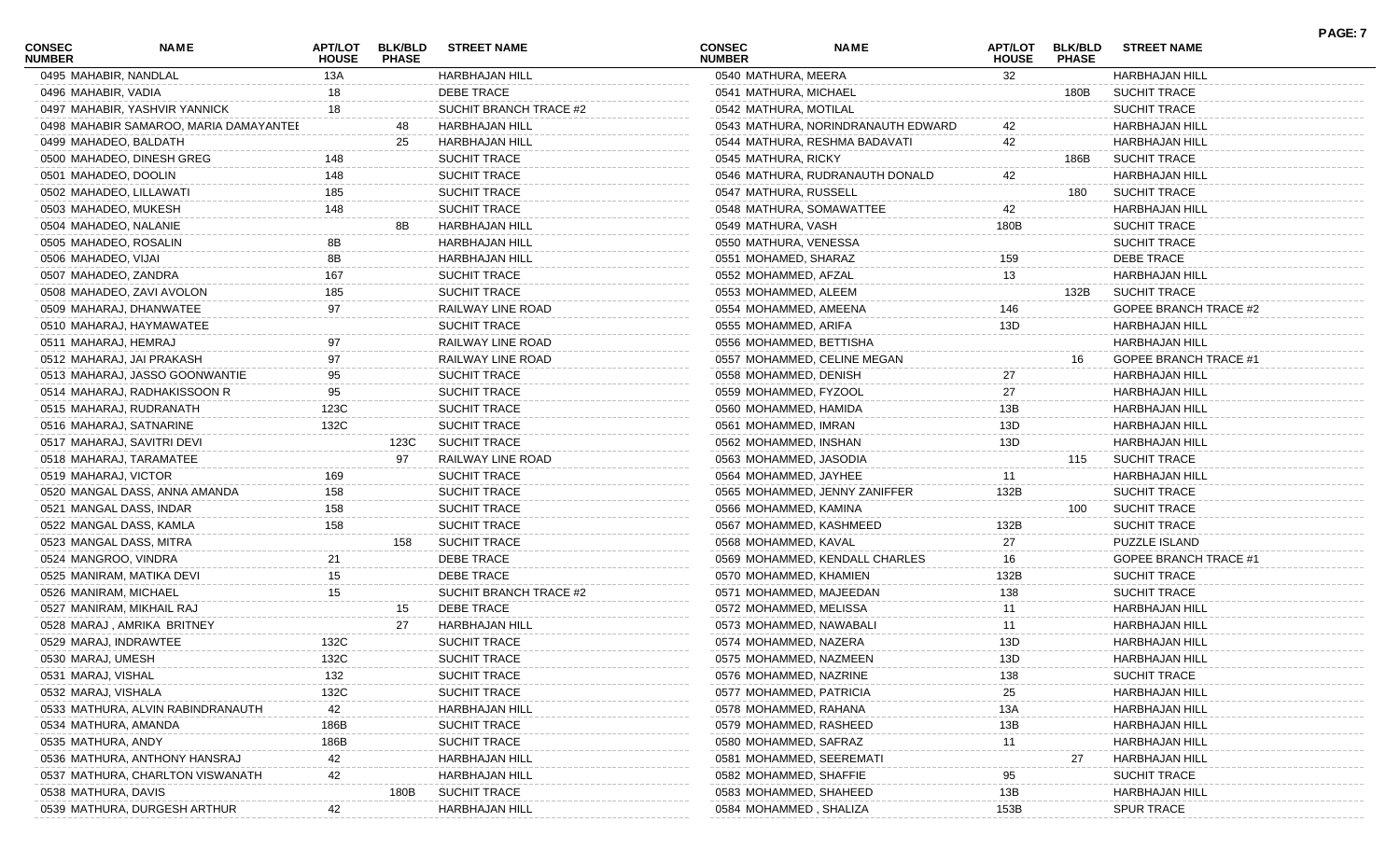| CONSEC NUMBER | NAME | APT/LOT HOUSE | BLK/BLD PHASE | STREET NAME |
|---|---|---|---|---|
| 0495 | MAHABIR, NANDLAL | 13A | | HARBHAJAN HILL |
| 0496 | MAHABIR, VADIA | 18 | | DEBE TRACE |
| 0497 | MAHABIR, YASHVIR YANNICK | 18 | | SUCHIT BRANCH TRACE #2 |
| 0498 | MAHABIR SAMAROO, MARIA DAMAYANTEE | | 48 | HARBHAJAN HILL |
| 0499 | MAHADEO, BALDATH | | 25 | HARBHAJAN HILL |
| 0500 | MAHADEO, DINESH GREG | 148 | | SUCHIT TRACE |
| 0501 | MAHADEO, DOOLIN | 148 | | SUCHIT TRACE |
| 0502 | MAHADEO, LILLAWATI | 185 | | SUCHIT TRACE |
| 0503 | MAHADEO, MUKESH | 148 | | SUCHIT TRACE |
| 0504 | MAHADEO, NALANIE | | 8B | HARBHAJAN HILL |
| 0505 | MAHADEO, ROSALIN | 8B | | HARBHAJAN HILL |
| 0506 | MAHADEO, VIJAI | 8B | | HARBHAJAN HILL |
| 0507 | MAHADEO, ZANDRA | 167 | | SUCHIT TRACE |
| 0508 | MAHADEO, ZAVI AVOLON | 185 | | SUCHIT TRACE |
| 0509 | MAHARAJ, DHANWATEE | 97 | | RAILWAY LINE ROAD |
| 0510 | MAHARAJ, HAYMAWATEE | | | SUCHIT TRACE |
| 0511 | MAHARAJ, HEMRAJ | 97 | | RAILWAY LINE ROAD |
| 0512 | MAHARAJ, JAI PRAKASH | 97 | | RAILWAY LINE ROAD |
| 0513 | MAHARAJ, JASSO GOONWANTIE | 95 | | SUCHIT TRACE |
| 0514 | MAHARAJ, RADHAKISSOON R | 95 | | SUCHIT TRACE |
| 0515 | MAHARAJ, RUDRANATH | 123C | | SUCHIT TRACE |
| 0516 | MAHARAJ, SATNARINE | 132C | | SUCHIT TRACE |
| 0517 | MAHARAJ, SAVITRI DEVI | | 123C | SUCHIT TRACE |
| 0518 | MAHARAJ, TARAMATEE | | 97 | RAILWAY LINE ROAD |
| 0519 | MAHARAJ, VICTOR | 169 | | SUCHIT TRACE |
| 0520 | MANGAL DASS, ANNA AMANDA | 158 | | SUCHIT TRACE |
| 0521 | MANGAL DASS, INDAR | 158 | | SUCHIT TRACE |
| 0522 | MANGAL DASS, KAMLA | 158 | | SUCHIT TRACE |
| 0523 | MANGAL DASS, MITRA | | 158 | SUCHIT TRACE |
| 0524 | MANGROO, VINDRA | 21 | | DEBE TRACE |
| 0525 | MANIRAM, MATIKA DEVI | 15 | | DEBE TRACE |
| 0526 | MANIRAM, MICHAEL | 15 | | SUCHIT BRANCH TRACE #2 |
| 0527 | MANIRAM, MIKHAIL RAJ | | 15 | DEBE TRACE |
| 0528 | MARAJ , AMRIKA BRITNEY | | 27 | HARBHAJAN HILL |
| 0529 | MARAJ, INDRAWTEE | 132C | | SUCHIT TRACE |
| 0530 | MARAJ, UMESH | 132C | | SUCHIT TRACE |
| 0531 | MARAJ, VISHAL | 132 | | SUCHIT TRACE |
| 0532 | MARAJ, VISHALA | 132C | | SUCHIT TRACE |
| 0533 | MATHURA, ALVIN RABINDRANAUTH | 42 | | HARBHAJAN HILL |
| 0534 | MATHURA, AMANDA | 186B | | SUCHIT TRACE |
| 0535 | MATHURA, ANDY | 186B | | SUCHIT TRACE |
| 0536 | MATHURA, ANTHONY HANSRAJ | 42 | | HARBHAJAN HILL |
| 0537 | MATHURA, CHARLTON VISWANATH | 42 | | HARBHAJAN HILL |
| 0538 | MATHURA, DAVIS | | 180B | SUCHIT TRACE |
| 0539 | MATHURA, DURGESH ARTHUR | 42 | | HARBHAJAN HILL |
| 0540 | MATHURA, MEERA | 32 | | HARBHAJAN HILL |
| 0541 | MATHURA, MICHAEL | | 180B | SUCHIT TRACE |
| 0542 | MATHURA, MOTILAL | | | SUCHIT TRACE |
| 0543 | MATHURA, NORINDRANAUTH EDWARD | 42 | | HARBHAJAN HILL |
| 0544 | MATHURA, RESHMA BADAVATI | 42 | | HARBHAJAN HILL |
| 0545 | MATHURA, RICKY | | 186B | SUCHIT TRACE |
| 0546 | MATHURA, RUDRANAUTH DONALD | 42 | | HARBHAJAN HILL |
| 0547 | MATHURA, RUSSELL | | 180 | SUCHIT TRACE |
| 0548 | MATHURA, SOMAWATTEE | 42 | | HARBHAJAN HILL |
| 0549 | MATHURA, VASH | 180B | | SUCHIT TRACE |
| 0550 | MATHURA, VENESSA | | | SUCHIT TRACE |
| 0551 | MOHAMED, SHARAZ | 159 | | DEBE TRACE |
| 0552 | MOHAMMED, AFZAL | 13 | | HARBHAJAN HILL |
| 0553 | MOHAMMED, ALEEM | | 132B | SUCHIT TRACE |
| 0554 | MOHAMMED, AMEENA | 146 | | GOPEE BRANCH TRACE #2 |
| 0555 | MOHAMMED, ARIFA | 13D | | HARBHAJAN HILL |
| 0556 | MOHAMMED, BETTISHA | | | HARBHAJAN HILL |
| 0557 | MOHAMMED, CELINE MEGAN | | 16 | GOPEE BRANCH TRACE #1 |
| 0558 | MOHAMMED, DENISH | 27 | | HARBHAJAN HILL |
| 0559 | MOHAMMED, FYZOOL | 27 | | HARBHAJAN HILL |
| 0560 | MOHAMMED, HAMIDA | 13B | | HARBHAJAN HILL |
| 0561 | MOHAMMED, IMRAN | 13D | | HARBHAJAN HILL |
| 0562 | MOHAMMED, INSHAN | 13D | | HARBHAJAN HILL |
| 0563 | MOHAMMED, JASODIA | | 115 | SUCHIT TRACE |
| 0564 | MOHAMMED, JAYHEE | 11 | | HARBHAJAN HILL |
| 0565 | MOHAMMED, JENNY ZANIFFER | 132B | | SUCHIT TRACE |
| 0566 | MOHAMMED, KAMINA | | 100 | SUCHIT TRACE |
| 0567 | MOHAMMED, KASHMEED | 132B | | SUCHIT TRACE |
| 0568 | MOHAMMED, KAVAL | 27 | | PUZZLE ISLAND |
| 0569 | MOHAMMED, KENDALL CHARLES | 16 | | GOPEE BRANCH TRACE #1 |
| 0570 | MOHAMMED, KHAMIEN | 132B | | SUCHIT TRACE |
| 0571 | MOHAMMED, MAJEEDAN | 138 | | SUCHIT TRACE |
| 0572 | MOHAMMED, MELISSA | 11 | | HARBHAJAN HILL |
| 0573 | MOHAMMED, NAWABALI | 11 | | HARBHAJAN HILL |
| 0574 | MOHAMMED, NAZERA | 13D | | HARBHAJAN HILL |
| 0575 | MOHAMMED, NAZMEEN | 13D | | HARBHAJAN HILL |
| 0576 | MOHAMMED, NAZRINE | 138 | | SUCHIT TRACE |
| 0577 | MOHAMMED, PATRICIA | 25 | | HARBHAJAN HILL |
| 0578 | MOHAMMED, RAHANA | 13A | | HARBHAJAN HILL |
| 0579 | MOHAMMED, RASHEED | 13B | | HARBHAJAN HILL |
| 0580 | MOHAMMED, SAFRAZ | 11 | | HARBHAJAN HILL |
| 0581 | MOHAMMED, SEEREMATI | | 27 | HARBHAJAN HILL |
| 0582 | MOHAMMED, SHAFFIE | 95 | | SUCHIT TRACE |
| 0583 | MOHAMMED, SHAHEED | 13B | | HARBHAJAN HILL |
| 0584 | MOHAMMED , SHALIZA | 153B | | SPUR TRACE |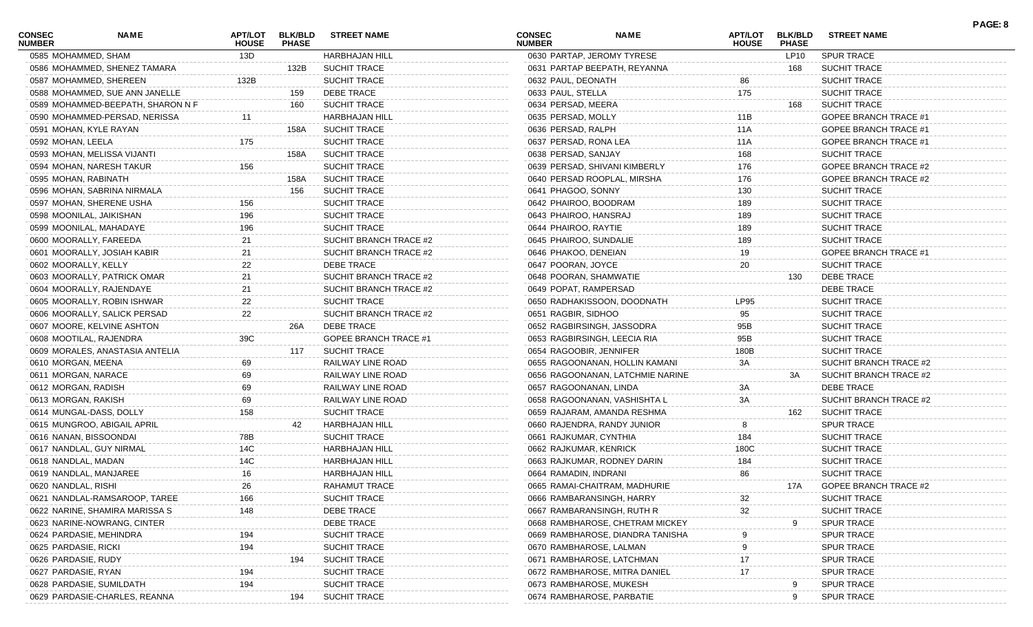| CONSEC NUMBER | NAME | APT/LOT HOUSE | BLK/BLD PHASE | STREET NAME |
|---|---|---|---|---|
| 0585 | MOHAMMED, SHAM | 13D | | HARBHAJAN HILL |
| 0586 | MOHAMMED, SHENEZ TAMARA | | 132B | SUCHIT TRACE |
| 0587 | MOHAMMED, SHEREEN | 132B | | SUCHIT TRACE |
| 0588 | MOHAMMED, SUE ANN JANELLE | | 159 | DEBE TRACE |
| 0589 | MOHAMMED-BEEPATH, SHARON N F | | 160 | SUCHIT TRACE |
| 0590 | MOHAMMED-PERSAD, NERISSA | 11 | | HARBHAJAN HILL |
| 0591 | MOHAN, KYLE RAYAN | | 158A | SUCHIT TRACE |
| 0592 | MOHAN, LEELA | 175 | | SUCHIT TRACE |
| 0593 | MOHAN, MELISSA VIJANTI | | 158A | SUCHIT TRACE |
| 0594 | MOHAN, NARESH TAKUR | 156 | | SUCHIT TRACE |
| 0595 | MOHAN, RABINATH | | 158A | SUCHIT TRACE |
| 0596 | MOHAN, SABRINA NIRMALA | | 156 | SUCHIT TRACE |
| 0597 | MOHAN, SHERENE USHA | 156 | | SUCHIT TRACE |
| 0598 | MOONILAL, JAIKISHAN | 196 | | SUCHIT TRACE |
| 0599 | MOONILAL, MAHADAYE | 196 | | SUCHIT TRACE |
| 0600 | MOORALLY, FAREEDA | 21 | | SUCHIT BRANCH TRACE #2 |
| 0601 | MOORALLY, JOSIAH KABIR | 21 | | SUCHIT BRANCH TRACE #2 |
| 0602 | MOORALLY, KELLY | 22 | | DEBE TRACE |
| 0603 | MOORALLY, PATRICK OMAR | 21 | | SUCHIT BRANCH TRACE #2 |
| 0604 | MOORALLY, RAJENDAYE | 21 | | SUCHIT BRANCH TRACE #2 |
| 0605 | MOORALLY, ROBIN ISHWAR | 22 | | SUCHIT TRACE |
| 0606 | MOORALLY, SALICK PERSAD | 22 | | SUCHIT BRANCH TRACE #2 |
| 0607 | MOORE, KELVINE ASHTON | | 26A | DEBE TRACE |
| 0608 | MOOTILAL, RAJENDRA | 39C | | GOPEE BRANCH TRACE #1 |
| 0609 | MORALES, ANASTASIA ANTELIA | | 117 | SUCHIT TRACE |
| 0610 | MORGAN, MEENA | 69 | | RAILWAY LINE ROAD |
| 0611 | MORGAN, NARACE | 69 | | RAILWAY LINE ROAD |
| 0612 | MORGAN, RADISH | 69 | | RAILWAY LINE ROAD |
| 0613 | MORGAN, RAKISH | 69 | | RAILWAY LINE ROAD |
| 0614 | MUNGAL-DASS, DOLLY | 158 | | SUCHIT TRACE |
| 0615 | MUNGROO, ABIGAIL APRIL | | 42 | HARBHAJAN HILL |
| 0616 | NANAN, BISSOONDAI | 78B | | SUCHIT TRACE |
| 0617 | NANDLAL, GUY NIRMAL | 14C | | HARBHAJAN HILL |
| 0618 | NANDLAL, MADAN | 14C | | HARBHAJAN HILL |
| 0619 | NANDLAL, MANJAREE | 16 | | HARBHAJAN HILL |
| 0620 | NANDLAL, RISHI | 26 | | RAHAMUT TRACE |
| 0621 | NANDLAL-RAMSAROOP, TAREE | 166 | | SUCHIT TRACE |
| 0622 | NARINE, SHAMIRA MARISSA S | 148 | | DEBE TRACE |
| 0623 | NARINE-NOWRANG, CINTER | | | DEBE TRACE |
| 0624 | PARDASIE, MEHINDRA | 194 | | SUCHIT TRACE |
| 0625 | PARDASIE, RICKI | 194 | | SUCHIT TRACE |
| 0626 | PARDASIE, RUDY | | 194 | SUCHIT TRACE |
| 0627 | PARDASIE, RYAN | 194 | | SUCHIT TRACE |
| 0628 | PARDASIE, SUMILDATH | 194 | | SUCHIT TRACE |
| 0629 | PARDASIE-CHARLES, REANNA | | 194 | SUCHIT TRACE |
| 0630 | PARTAP, JEROMY TYRESE | | LP10 | SPUR TRACE |
| 0631 | PARTAP BEEPATH, REYANNA | | 168 | SUCHIT TRACE |
| 0632 | PAUL, DEONATH | 86 | | SUCHIT TRACE |
| 0633 | PAUL, STELLA | 175 | | SUCHIT TRACE |
| 0634 | PERSAD, MEERA | | 168 | SUCHIT TRACE |
| 0635 | PERSAD, MOLLY | 11B | | GOPEE BRANCH TRACE #1 |
| 0636 | PERSAD, RALPH | 11A | | GOPEE BRANCH TRACE #1 |
| 0637 | PERSAD, RONA LEA | 11A | | GOPEE BRANCH TRACE #1 |
| 0638 | PERSAD, SANJAY | 168 | | SUCHIT TRACE |
| 0639 | PERSAD, SHIVANI KIMBERLY | 176 | | GOPEE BRANCH TRACE #2 |
| 0640 | PERSAD ROOPLAL, MIRSHA | 176 | | GOPEE BRANCH TRACE #2 |
| 0641 | PHAGOO, SONNY | 130 | | SUCHIT TRACE |
| 0642 | PHAIROO, BOODRAM | 189 | | SUCHIT TRACE |
| 0643 | PHAIROO, HANSRAJ | 189 | | SUCHIT TRACE |
| 0644 | PHAIROO, RAYTIE | 189 | | SUCHIT TRACE |
| 0645 | PHAIROO, SUNDALIE | 189 | | SUCHIT TRACE |
| 0646 | PHAKOO, DENEIAN | 19 | | GOPEE BRANCH TRACE #1 |
| 0647 | POORAN, JOYCE | 20 | | SUCHIT TRACE |
| 0648 | POORAN, SHAMWATIE | | 130 | DEBE TRACE |
| 0649 | POPAT, RAMPERSAD | | | DEBE TRACE |
| 0650 | RADHAKISSOON, DOODNATH | LP95 | | SUCHIT TRACE |
| 0651 | RAGBIR, SIDHOO | 95 | | SUCHIT TRACE |
| 0652 | RAGBIRSINGH, JASSODRA | 95B | | SUCHIT TRACE |
| 0653 | RAGBIRSINGH, LEECIA RIA | 95B | | SUCHIT TRACE |
| 0654 | RAGOOBIR, JENNIFER | 180B | | SUCHIT TRACE |
| 0655 | RAGOONANAN, HOLLIN KAMANI | 3A | | SUCHIT BRANCH TRACE #2 |
| 0656 | RAGOONANAN, LATCHMIE NARINE | | 3A | SUCHIT BRANCH TRACE #2 |
| 0657 | RAGOONANAN, LINDA | 3A | | DEBE TRACE |
| 0658 | RAGOONANAN, VASHISHTA L | 3A | | SUCHIT BRANCH TRACE #2 |
| 0659 | RAJARAM, AMANDA RESHMA | | 162 | SUCHIT TRACE |
| 0660 | RAJENDRA, RANDY JUNIOR | 8 | | SPUR TRACE |
| 0661 | RAJKUMAR, CYNTHIA | 184 | | SUCHIT TRACE |
| 0662 | RAJKUMAR, KENRICK | 180C | | SUCHIT TRACE |
| 0663 | RAJKUMAR, RODNEY DARIN | 184 | | SUCHIT TRACE |
| 0664 | RAMADIN, INDRANI | 86 | | SUCHIT TRACE |
| 0665 | RAMAI-CHAITRAM, MADHURIE | | 17A | GOPEE BRANCH TRACE #2 |
| 0666 | RAMBARANSINGH, HARRY | 32 | | SUCHIT TRACE |
| 0667 | RAMBARANSINGH, RUTH R | 32 | | SUCHIT TRACE |
| 0668 | RAMBHAROSE, CHETRAM MICKEY | | 9 | SPUR TRACE |
| 0669 | RAMBHAROSE, DIANDRA TANISHA | 9 | | SPUR TRACE |
| 0670 | RAMBHAROSE, LALMAN | 9 | | SPUR TRACE |
| 0671 | RAMBHAROSE, LATCHMAN | 17 | | SPUR TRACE |
| 0672 | RAMBHAROSE, MITRA DANIEL | 17 | | SPUR TRACE |
| 0673 | RAMBHAROSE, MUKESH | | 9 | SPUR TRACE |
| 0674 | RAMBHAROSE, PARBATIE | | 9 | SPUR TRACE |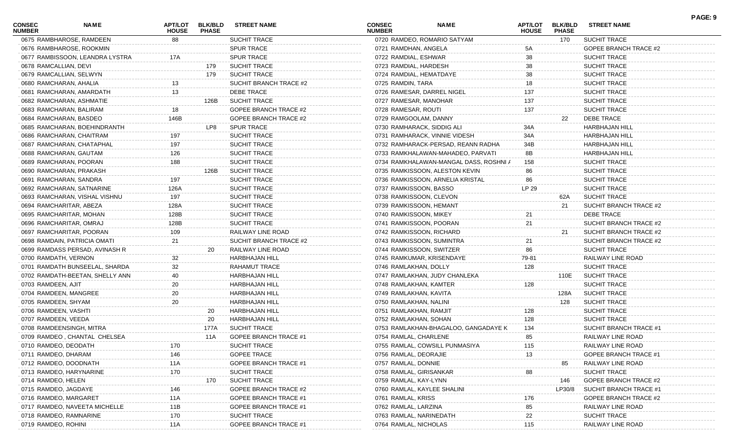| CONSEC NUMBER | NAME | APT/LOT HOUSE | BLK/BLD PHASE | STREET NAME |
|---|---|---|---|---|
| 0675 | RAMBHAROSE, RAMDEEN | 88 | | SUCHIT TRACE |
| 0676 | RAMBHAROSE, ROOKMIN | | | SPUR TRACE |
| 0677 | RAMBISSOON, LEANDRA LYSTRA | 17A | | SPUR TRACE |
| 0678 | RAMCALLIAN, DEVI | | 179 | SUCHIT TRACE |
| 0679 | RAMCALLIAN, SELWYN | | 179 | SUCHIT TRACE |
| 0680 | RAMCHARAN, AHALIA | 13 | | SUCHIT BRANCH TRACE #2 |
| 0681 | RAMCHARAN, AMARDATH | 13 | | DEBE TRACE |
| 0682 | RAMCHARAN, ASHMATIE | | 126B | SUCHIT TRACE |
| 0683 | RAMCHARAN, BALIRAM | 18 | | GOPEE BRANCH TRACE #2 |
| 0684 | RAMCHARAN, BASDEO | 146B | | GOPEE BRANCH TRACE #2 |
| 0685 | RAMCHARAN, BOEHINDRANTH | | LP8 | SPUR TRACE |
| 0686 | RAMCHARAN, CHAITRAM | 197 | | SUCHIT TRACE |
| 0687 | RAMCHARAN, CHATAPHAL | 197 | | SUCHIT TRACE |
| 0688 | RAMCHARAN, GAUTAM | 126 | | SUCHIT TRACE |
| 0689 | RAMCHARAN, POORAN | 188 | | SUCHIT TRACE |
| 0690 | RAMCHARAN, PRAKASH | | 126B | SUCHIT TRACE |
| 0691 | RAMCHARAN, SANDRA | 197 | | SUCHIT TRACE |
| 0692 | RAMCHARAN, SATNARINE | 126A | | SUCHIT TRACE |
| 0693 | RAMCHARAN, VISHAL VISHNU | 197 | | SUCHIT TRACE |
| 0694 | RAMCHARITAR, ABEZA | 128A | | SUCHIT TRACE |
| 0695 | RAMCHARITAR, MOHAN | 128B | | SUCHIT TRACE |
| 0696 | RAMCHARITAR, OMRAJ | 128B | | SUCHIT TRACE |
| 0697 | RAMCHARITAR, POORAN | 109 | | RAILWAY LINE ROAD |
| 0698 | RAMDAIN, PATRICIA OMATI | 21 | | SUCHIT BRANCH TRACE #2 |
| 0699 | RAMDASS PERSAD, AVINASH R | | 20 | RAILWAY LINE ROAD |
| 0700 | RAMDATH, VERNON | 32 | | HARBHAJAN HILL |
| 0701 | RAMDATH BUNSEELAL, SHARDA | 32 | | RAHAMUT TRACE |
| 0702 | RAMDATH-BEETAN, SHELLY ANN | 40 | | HARBHAJAN HILL |
| 0703 | RAMDEEN, AJIT | 20 | | HARBHAJAN HILL |
| 0704 | RAMDEEN, MANGREE | 20 | | HARBHAJAN HILL |
| 0705 | RAMDEEN, SHYAM | 20 | | HARBHAJAN HILL |
| 0706 | RAMDEEN, VASHTI | | 20 | HARBHAJAN HILL |
| 0707 | RAMDEEN, VEEDA | | 20 | HARBHAJAN HILL |
| 0708 | RAMDEENSINGH, MITRA | | 177A | SUCHIT TRACE |
| 0709 | RAMDEO , CHANTAL CHELSEA | | 11A | GOPEE BRANCH TRACE #1 |
| 0710 | RAMDEO, DEODATH | 170 | | SUCHIT TRACE |
| 0711 | RAMDEO, DHARAM | 146 | | GOPEE TRACE |
| 0712 | RAMDEO, DOODNATH | 11A | | GOPEE BRANCH TRACE #1 |
| 0713 | RAMDEO, HARYNARINE | 170 | | SUCHIT TRACE |
| 0714 | RAMDEO, HELEN | | 170 | SUCHIT TRACE |
| 0715 | RAMDEO, JAGDAYE | 146 | | GOPEE BRANCH TRACE #2 |
| 0716 | RAMDEO, MARGARET | 11A | | GOPEE BRANCH TRACE #1 |
| 0717 | RAMDEO, NAVEETA MICHELLE | 11B | | GOPEE BRANCH TRACE #1 |
| 0718 | RAMDEO, RAMNARINE | 170 | | SUCHIT TRACE |
| 0719 | RAMDEO, ROHINI | 11A | | GOPEE BRANCH TRACE #1 |
| 0720 | RAMDEO, ROMARIO SATYAM | | 170 | SUCHIT TRACE |
| 0721 | RAMDHAN, ANGELA | 5A | | GOPEE BRANCH TRACE #2 |
| 0722 | RAMDIAL, ESHWAR | 38 | | SUCHIT TRACE |
| 0723 | RAMDIAL, HARDESH | 38 | | SUCHIT TRACE |
| 0724 | RAMDIAL, HEMATDAYE | 38 | | SUCHIT TRACE |
| 0725 | RAMDIN, TARA | 18 | | SUCHIT TRACE |
| 0726 | RAMESAR, DARREL NIGEL | 137 | | SUCHIT TRACE |
| 0727 | RAMESAR, MANOHAR | 137 | | SUCHIT TRACE |
| 0728 | RAMESAR, ROUTI | 137 | | SUCHIT TRACE |
| 0729 | RAMGOOLAM, DANNY | | 22 | DEBE TRACE |
| 0730 | RAMHARACK, SIDDIG ALI | 34A | | HARBHAJAN HILL |
| 0731 | RAMHARACK, VINNIE VIDESH | 34A | | HARBHAJAN HILL |
| 0732 | RAMHARACK-PERSAD, REANN RADHA | 34B | | HARBHAJAN HILL |
| 0733 | RAMKHALAWAN-MAHADEO, PARVATI | 8B | | HARBHAJAN HILL |
| 0734 | RAMKHALAWAN-MANGAL DASS, ROSHNI / | 158 | | SUCHIT TRACE |
| 0735 | RAMKISSOON, ALESTON KEVIN | 86 | | SUCHIT TRACE |
| 0736 | RAMKISSOON, ARNELIA KRISTAL | 86 | | SUCHIT TRACE |
| 0737 | RAMKISSOON, BASSO | LP 29 | | SUCHIT TRACE |
| 0738 | RAMKISSOON, CLEVON | | 62A | SUCHIT TRACE |
| 0739 | RAMKISSOON, HEMANT | | 21 | SUCHIT BRANCH TRACE #2 |
| 0740 | RAMKISSOON, MIKEY | 21 | | DEBE TRACE |
| 0741 | RAMKISSOON, POORAN | 21 | | SUCHIT BRANCH TRACE #2 |
| 0742 | RAMKISSOON, RICHARD | | 21 | SUCHIT BRANCH TRACE #2 |
| 0743 | RAMKISSOON, SUMINTRA | 21 | | SUCHIT BRANCH TRACE #2 |
| 0744 | RAMKISSOON, SWITZER | 86 | | SUCHIT TRACE |
| 0745 | RAMKUMAR, KRISENDAYE | 79-81 | | RAILWAY LINE ROAD |
| 0746 | RAMLAKHAN, DOLLY | 128 | | SUCHIT TRACE |
| 0747 | RAMLAKHAN, JUDY CHANLEKA | | 110E | SUCHIT TRACE |
| 0748 | RAMLAKHAN, KAMTER | 128 | | SUCHIT TRACE |
| 0749 | RAMLAKHAN, KAVITA | | 128A | SUCHIT TRACE |
| 0750 | RAMLAKHAN, NALINI | | 128 | SUCHIT TRACE |
| 0751 | RAMLAKHAN, RAMJIT | 128 | | SUCHIT TRACE |
| 0752 | RAMLAKHAN, SOHAN | 128 | | SUCHIT TRACE |
| 0753 | RAMLAKHAN-BHAGALOO, GANGADAYE K | 134 | | SUCHIT BRANCH TRACE #1 |
| 0754 | RAMLAL, CHARLENE | 85 | | RAILWAY LINE ROAD |
| 0755 | RAMLAL, COWSILL PUNMASIYA | 115 | | RAILWAY LINE ROAD |
| 0756 | RAMLAL, DEORAJIE | 13 | | GOPEE BRANCH TRACE #1 |
| 0757 | RAMLAL, DONNIE | | 85 | RAILWAY LINE ROAD |
| 0758 | RAMLAL, GIRISANKAR | 88 | | SUCHIT TRACE |
| 0759 | RAMLAL, KAY-LYNN | | 146 | GOPEE BRANCH TRACE #2 |
| 0760 | RAMLAL, KAYLEE SHALINI | | LP30/8 | SUCHIT BRANCH TRACE #1 |
| 0761 | RAMLAL, KRISS | 176 | | GOPEE BRANCH TRACE #2 |
| 0762 | RAMLAL, LARZINA | 85 | | RAILWAY LINE ROAD |
| 0763 | RAMLAL, NARINEDATH | 22 | | SUCHIT TRACE |
| 0764 | RAMLAL, NICHOLAS | 115 | | RAILWAY LINE ROAD |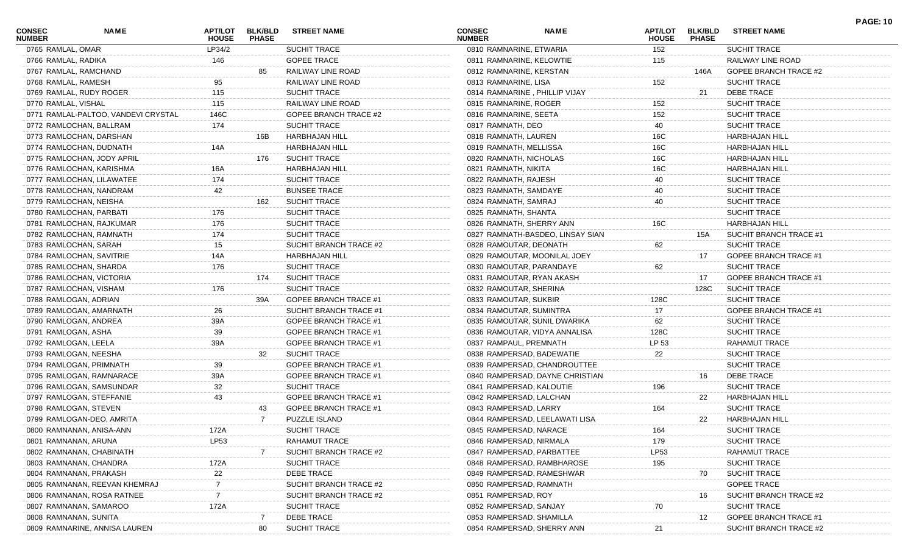| CONSEC NUMBER | NAME | APT/LOT HOUSE | BLK/BLD PHASE | STREET NAME |
|---|---|---|---|---|
| 0765 | RAMLAL, OMAR | LP34/2 | | SUCHIT TRACE |
| 0766 | RAMLAL, RADIKA | 146 | | GOPEE TRACE |
| 0767 | RAMLAL, RAMCHAND | | 85 | RAILWAY LINE ROAD |
| 0768 | RAMLAL, RAMESH | 95 | | RAILWAY LINE ROAD |
| 0769 | RAMLAL, RUDY ROGER | 115 | | SUCHIT TRACE |
| 0770 | RAMLAL, VISHAL | 115 | | RAILWAY LINE ROAD |
| 0771 | RAMLAL-PALTOO, VANDEVI CRYSTAL | 146C | | GOPEE BRANCH TRACE #2 |
| 0772 | RAMLOCHAN, BALLRAM | 174 | | SUCHIT TRACE |
| 0773 | RAMLOCHAN, DARSHAN | | 16B | HARBHAJAN HILL |
| 0774 | RAMLOCHAN, DUDNATH | 14A | | HARBHAJAN HILL |
| 0775 | RAMLOCHAN, JODY APRIL | | 176 | SUCHIT TRACE |
| 0776 | RAMLOCHAN, KARISHMA | 16A | | HARBHAJAN HILL |
| 0777 | RAMLOCHAN, LILAWATEE | 174 | | SUCHIT TRACE |
| 0778 | RAMLOCHAN, NANDRAM | 42 | | BUNSEE TRACE |
| 0779 | RAMLOCHAN, NEISHA | | 162 | SUCHIT TRACE |
| 0780 | RAMLOCHAN, PARBATI | 176 | | SUCHIT TRACE |
| 0781 | RAMLOCHAN, RAJKUMAR | 176 | | SUCHIT TRACE |
| 0782 | RAMLOCHAN, RAMNATH | 174 | | SUCHIT TRACE |
| 0783 | RAMLOCHAN, SARAH | 15 | | SUCHIT BRANCH TRACE #2 |
| 0784 | RAMLOCHAN, SAVITRIE | 14A | | HARBHAJAN HILL |
| 0785 | RAMLOCHAN, SHARDA | 176 | | SUCHIT TRACE |
| 0786 | RAMLOCHAN, VICTORIA | | 174 | SUCHIT TRACE |
| 0787 | RAMLOCHAN, VISHAM | 176 | | SUCHIT TRACE |
| 0788 | RAMLOGAN, ADRIAN | | 39A | GOPEE BRANCH TRACE #1 |
| 0789 | RAMLOGAN, AMARNATH | 26 | | SUCHIT BRANCH TRACE #1 |
| 0790 | RAMLOGAN, ANDREA | 39A | | GOPEE BRANCH TRACE #1 |
| 0791 | RAMLOGAN, ASHA | 39 | | GOPEE BRANCH TRACE #1 |
| 0792 | RAMLOGAN, LEELA | 39A | | GOPEE BRANCH TRACE #1 |
| 0793 | RAMLOGAN, NEESHA | | 32 | SUCHIT TRACE |
| 0794 | RAMLOGAN, PRIMNATH | 39 | | GOPEE BRANCH TRACE #1 |
| 0795 | RAMLOGAN, RAMNARACE | 39A | | GOPEE BRANCH TRACE #1 |
| 0796 | RAMLOGAN, SAMSUNDAR | 32 | | SUCHIT TRACE |
| 0797 | RAMLOGAN, STEFFANIE | 43 | | GOPEE BRANCH TRACE #1 |
| 0798 | RAMLOGAN, STEVEN | | 43 | GOPEE BRANCH TRACE #1 |
| 0799 | RAMLOGAN-DEO, AMRITA | | 7 | PUZZLE ISLAND |
| 0800 | RAMNANAN, ANISA-ANN | 172A | | SUCHIT TRACE |
| 0801 | RAMNANAN, ARUNA | LP53 | | RAHAMUT TRACE |
| 0802 | RAMNANAN, CHABINATH | | 7 | SUCHIT BRANCH TRACE #2 |
| 0803 | RAMNANAN, CHANDRA | 172A | | SUCHIT TRACE |
| 0804 | RAMNANAN, PRAKASH | 22 | | DEBE TRACE |
| 0805 | RAMNANAN, REEVAN KHEMRAJ | 7 | | SUCHIT BRANCH TRACE #2 |
| 0806 | RAMNANAN, ROSA RATNEE | 7 | | SUCHIT BRANCH TRACE #2 |
| 0807 | RAMNANAN, SAMAROO | 172A | | SUCHIT TRACE |
| 0808 | RAMNANAN, SUNITA | | 7 | DEBE TRACE |
| 0809 | RAMNARINE, ANNISA LAUREN | | 80 | SUCHIT TRACE |
| 0810 | RAMNARINE, ETWARIA | 152 | | SUCHIT TRACE |
| 0811 | RAMNARINE, KELOWTIE | 115 | | RAILWAY LINE ROAD |
| 0812 | RAMNARINE, KERSTAN | | 146A | GOPEE BRANCH TRACE #2 |
| 0813 | RAMNARINE, LISA | 152 | | SUCHIT TRACE |
| 0814 | RAMNARINE , PHILLIP VIJAY | | 21 | DEBE TRACE |
| 0815 | RAMNARINE, ROGER | 152 | | SUCHIT TRACE |
| 0816 | RAMNARINE, SEETA | 152 | | SUCHIT TRACE |
| 0817 | RAMNATH, DEO | 40 | | SUCHIT TRACE |
| 0818 | RAMNATH, LAUREN | 16C | | HARBHAJAN HILL |
| 0819 | RAMNATH, MELLISSA | 16C | | HARBHAJAN HILL |
| 0820 | RAMNATH, NICHOLAS | 16C | | HARBHAJAN HILL |
| 0821 | RAMNATH, NIKITA | 16C | | HARBHAJAN HILL |
| 0822 | RAMNATH, RAJESH | 40 | | SUCHIT TRACE |
| 0823 | RAMNATH, SAMDAYE | 40 | | SUCHIT TRACE |
| 0824 | RAMNATH, SAMRAJ | 40 | | SUCHIT TRACE |
| 0825 | RAMNATH, SHANTA | | | SUCHIT TRACE |
| 0826 | RAMNATH, SHERRY ANN | 16C | | HARBHAJAN HILL |
| 0827 | RAMNATH-BASDEO, LINSAY SIAN | | 15A | SUCHIT BRANCH TRACE #1 |
| 0828 | RAMOUTAR, DEONATH | 62 | | SUCHIT TRACE |
| 0829 | RAMOUTAR, MOONILAL JOEY | | 17 | GOPEE BRANCH TRACE #1 |
| 0830 | RAMOUTAR, PARANDAYE | 62 | | SUCHIT TRACE |
| 0831 | RAMOUTAR, RYAN AKASH | | 17 | GOPEE BRANCH TRACE #1 |
| 0832 | RAMOUTAR, SHERINA | | 128C | SUCHIT TRACE |
| 0833 | RAMOUTAR, SUKBIR | 128C | | SUCHIT TRACE |
| 0834 | RAMOUTAR, SUMINTRA | 17 | | GOPEE BRANCH TRACE #1 |
| 0835 | RAMOUTAR, SUNIL DWARIKA | 62 | | SUCHIT TRACE |
| 0836 | RAMOUTAR, VIDYA ANNALISA | 128C | | SUCHIT TRACE |
| 0837 | RAMPAUL, PREMNATH | LP 53 | | RAHAMUT TRACE |
| 0838 | RAMPERSAD, BADEWATIE | 22 | | SUCHIT TRACE |
| 0839 | RAMPERSAD, CHANDROUTTEE | | | SUCHIT TRACE |
| 0840 | RAMPERSAD, DAYNE CHRISTIAN | | 16 | DEBE TRACE |
| 0841 | RAMPERSAD, KALOUTIE | 196 | | SUCHIT TRACE |
| 0842 | RAMPERSAD, LALCHAN | | 22 | HARBHAJAN HILL |
| 0843 | RAMPERSAD, LARRY | 164 | | SUCHIT TRACE |
| 0844 | RAMPERSAD, LEELAWATI LISA | | 22 | HARBHAJAN HILL |
| 0845 | RAMPERSAD, NARACE | 164 | | SUCHIT TRACE |
| 0846 | RAMPERSAD, NIRMALA | 179 | | SUCHIT TRACE |
| 0847 | RAMPERSAD, PARBATTEE | LP53 | | RAHAMUT TRACE |
| 0848 | RAMPERSAD, RAMBHAROSE | 195 | | SUCHIT TRACE |
| 0849 | RAMPERSAD, RAMESHWAR | | 70 | SUCHIT TRACE |
| 0850 | RAMPERSAD, RAMNATH | | | GOPEE TRACE |
| 0851 | RAMPERSAD, ROY | | 16 | SUCHIT BRANCH TRACE #2 |
| 0852 | RAMPERSAD, SANJAY | 70 | | SUCHIT TRACE |
| 0853 | RAMPERSAD, SHAMILLA | | 12 | GOPEE BRANCH TRACE #1 |
| 0854 | RAMPERSAD, SHERRY ANN | 21 | | SUCHIT BRANCH TRACE #2 |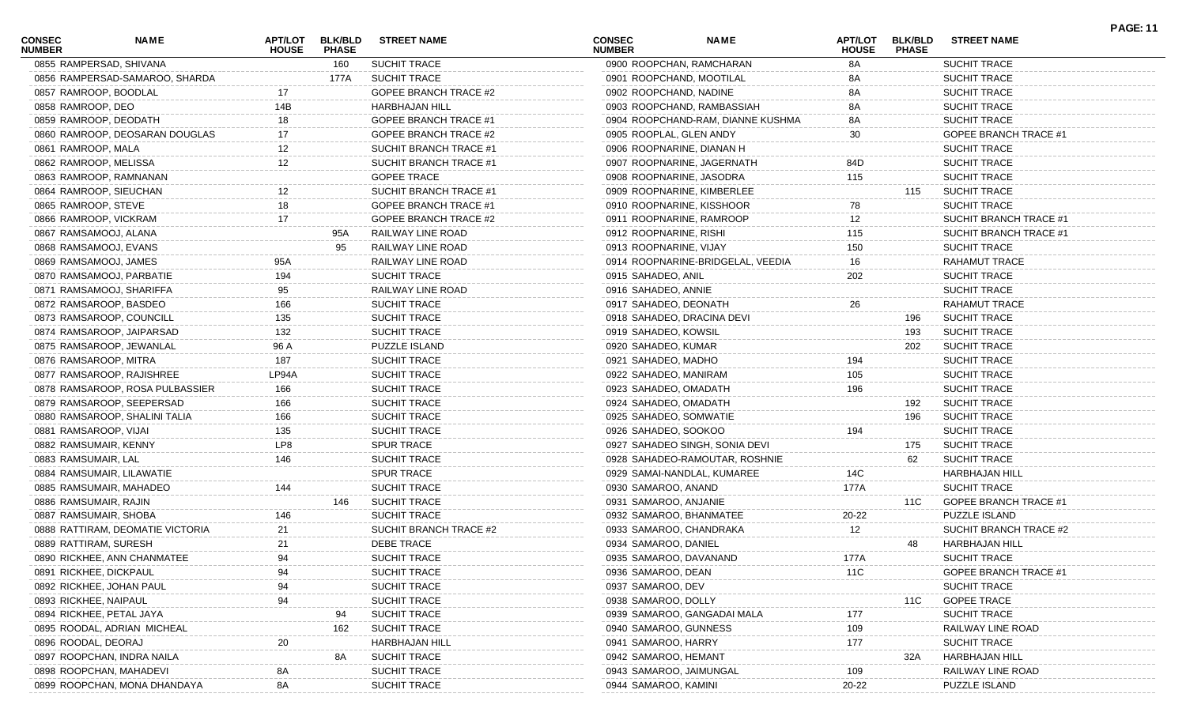| CONSEC NUMBER | NAME | APT/LOT HOUSE | BLK/BLD PHASE | STREET NAME |
|---|---|---|---|---|
| 0855 | RAMPERSAD, SHIVANA | | 160 | SUCHIT TRACE |
| 0856 | RAMPERSAD-SAMAROO, SHARDA | | 177A | SUCHIT TRACE |
| 0857 | RAMROOP, BOODLAL | 17 | | GOPEE BRANCH TRACE #2 |
| 0858 | RAMROOP, DEO | 14B | | HARBHAJAN HILL |
| 0859 | RAMROOP, DEODATH | 18 | | GOPEE BRANCH TRACE #1 |
| 0860 | RAMROOP, DEOSARAN DOUGLAS | 17 | | GOPEE BRANCH TRACE #2 |
| 0861 | RAMROOP, MALA | 12 | | SUCHIT BRANCH TRACE #1 |
| 0862 | RAMROOP, MELISSA | 12 | | SUCHIT BRANCH TRACE #1 |
| 0863 | RAMROOP, RAMNANAN | | | GOPEE TRACE |
| 0864 | RAMROOP, SIEUCHAN | 12 | | SUCHIT BRANCH TRACE #1 |
| 0865 | RAMROOP, STEVE | 18 | | GOPEE BRANCH TRACE #1 |
| 0866 | RAMROOP, VICKRAM | 17 | | GOPEE BRANCH TRACE #2 |
| 0867 | RAMSAMOOJ, ALANA | | 95A | RAILWAY LINE ROAD |
| 0868 | RAMSAMOOJ, EVANS | | 95 | RAILWAY LINE ROAD |
| 0869 | RAMSAMOOJ, JAMES | 95A | | RAILWAY LINE ROAD |
| 0870 | RAMSAMOOJ, PARBATIE | 194 | | SUCHIT TRACE |
| 0871 | RAMSAMOOJ, SHARIFFA | 95 | | RAILWAY LINE ROAD |
| 0872 | RAMSAROOP, BASDEO | 166 | | SUCHIT TRACE |
| 0873 | RAMSAROOP, COUNCILL | 135 | | SUCHIT TRACE |
| 0874 | RAMSAROOP, JAIPARSAD | 132 | | SUCHIT TRACE |
| 0875 | RAMSAROOP, JEWANLAL | 96 A | | PUZZLE ISLAND |
| 0876 | RAMSAROOP, MITRA | 187 | | SUCHIT TRACE |
| 0877 | RAMSAROOP, RAJISHREE | LP94A | | SUCHIT TRACE |
| 0878 | RAMSAROOP, ROSA PULBASSIER | 166 | | SUCHIT TRACE |
| 0879 | RAMSAROOP, SEEPERSAD | 166 | | SUCHIT TRACE |
| 0880 | RAMSAROOP, SHALINI TALIA | 166 | | SUCHIT TRACE |
| 0881 | RAMSAROOP, VIJAI | 135 | | SUCHIT TRACE |
| 0882 | RAMSUMAIR, KENNY | LP8 | | SPUR TRACE |
| 0883 | RAMSUMAIR, LAL | 146 | | SUCHIT TRACE |
| 0884 | RAMSUMAIR, LILAWATIE | | | SPUR TRACE |
| 0885 | RAMSUMAIR, MAHADEO | 144 | | SUCHIT TRACE |
| 0886 | RAMSUMAIR, RAJIN | | 146 | SUCHIT TRACE |
| 0887 | RAMSUMAIR, SHOBA | 146 | | SUCHIT TRACE |
| 0888 | RATTIRAM, DEOMATIE VICTORIA | 21 | | SUCHIT BRANCH TRACE #2 |
| 0889 | RATTIRAM, SURESH | 21 | | DEBE TRACE |
| 0890 | RICKHEE, ANN CHANMATEE | 94 | | SUCHIT TRACE |
| 0891 | RICKHEE, DICKPAUL | 94 | | SUCHIT TRACE |
| 0892 | RICKHEE, JOHAN PAUL | 94 | | SUCHIT TRACE |
| 0893 | RICKHEE, NAIPAUL | 94 | | SUCHIT TRACE |
| 0894 | RICKHEE, PETAL JAYA | | 94 | SUCHIT TRACE |
| 0895 | ROODAL, ADRIAN MICHEAL | | 162 | SUCHIT TRACE |
| 0896 | ROODAL, DEORAJ | 20 | | HARBHAJAN HILL |
| 0897 | ROOPCHAN, INDRA NAILA | | 8A | SUCHIT TRACE |
| 0898 | ROOPCHAN, MAHADEVI | 8A | | SUCHIT TRACE |
| 0899 | ROOPCHAN, MONA DHANDAYA | 8A | | SUCHIT TRACE |
| 0900 | ROOPCHAN, RAMCHARAN | 8A | | SUCHIT TRACE |
| 0901 | ROOPCHAND, MOOTILAL | 8A | | SUCHIT TRACE |
| 0902 | ROOPCHAND, NADINE | 8A | | SUCHIT TRACE |
| 0903 | ROOPCHAND, RAMBASSIAH | 8A | | SUCHIT TRACE |
| 0904 | ROOPCHAND-RAM, DIANNE KUSHMA | 8A | | SUCHIT TRACE |
| 0905 | ROOPLAL, GLEN ANDY | 30 | | GOPEE BRANCH TRACE #1 |
| 0906 | ROOPNARINE, DIANAN H | | | SUCHIT TRACE |
| 0907 | ROOPNARINE, JAGERNATH | 84D | | SUCHIT TRACE |
| 0908 | ROOPNARINE, JASODRA | 115 | | SUCHIT TRACE |
| 0909 | ROOPNARINE, KIMBERLEE | | 115 | SUCHIT TRACE |
| 0910 | ROOPNARINE, KISSHOOR | 78 | | SUCHIT TRACE |
| 0911 | ROOPNARINE, RAMROOP | 12 | | SUCHIT BRANCH TRACE #1 |
| 0912 | ROOPNARINE, RISHI | 115 | | SUCHIT BRANCH TRACE #1 |
| 0913 | ROOPNARINE, VIJAY | 150 | | SUCHIT TRACE |
| 0914 | ROOPNARINE-BRIDGELAL, VEEDIA | 16 | | RAHAMUT TRACE |
| 0915 | SAHADEO, ANIL | 202 | | SUCHIT TRACE |
| 0916 | SAHADEO, ANNIE | | | SUCHIT TRACE |
| 0917 | SAHADEO, DEONATH | 26 | | RAHAMUT TRACE |
| 0918 | SAHADEO, DRACINA DEVI | | 196 | SUCHIT TRACE |
| 0919 | SAHADEO, KOWSIL | | 193 | SUCHIT TRACE |
| 0920 | SAHADEO, KUMAR | | 202 | SUCHIT TRACE |
| 0921 | SAHADEO, MADHO | 194 | | SUCHIT TRACE |
| 0922 | SAHADEO, MANIRAM | 105 | | SUCHIT TRACE |
| 0923 | SAHADEO, OMADATH | 196 | | SUCHIT TRACE |
| 0924 | SAHADEO, OMADATH | | 192 | SUCHIT TRACE |
| 0925 | SAHADEO, SOMWATIE | | 196 | SUCHIT TRACE |
| 0926 | SAHADEO, SOOKOO | 194 | | SUCHIT TRACE |
| 0927 | SAHADEO SINGH, SONIA DEVI | | 175 | SUCHIT TRACE |
| 0928 | SAHADEO-RAMOUTAR, ROSHNIE | | 62 | SUCHIT TRACE |
| 0929 | SAMAI-NANDLAL, KUMAREE | 14C | | HARBHAJAN HILL |
| 0930 | SAMAROO, ANAND | 177A | | SUCHIT TRACE |
| 0931 | SAMAROO, ANJANIE | | 11C | GOPEE BRANCH TRACE #1 |
| 0932 | SAMAROO, BHANMATEE | 20-22 | | PUZZLE ISLAND |
| 0933 | SAMAROO, CHANDRAKA | 12 | | SUCHIT BRANCH TRACE #2 |
| 0934 | SAMAROO, DANIEL | | 48 | HARBHAJAN HILL |
| 0935 | SAMAROO, DAVANAND | 177A | | SUCHIT TRACE |
| 0936 | SAMAROO, DEAN | 11C | | GOPEE BRANCH TRACE #1 |
| 0937 | SAMAROO, DEV | | | SUCHIT TRACE |
| 0938 | SAMAROO, DOLLY | | 11C | GOPEE TRACE |
| 0939 | SAMAROO, GANGADAI MALA | 177 | | SUCHIT TRACE |
| 0940 | SAMAROO, GUNNESS | 109 | | RAILWAY LINE ROAD |
| 0941 | SAMAROO, HARRY | 177 | | SUCHIT TRACE |
| 0942 | SAMAROO, HEMANT | | 32A | HARBHAJAN HILL |
| 0943 | SAMAROO, JAIMUNGAL | 109 | | RAILWAY LINE ROAD |
| 0944 | SAMAROO, KAMINI | 20-22 | | PUZZLE ISLAND |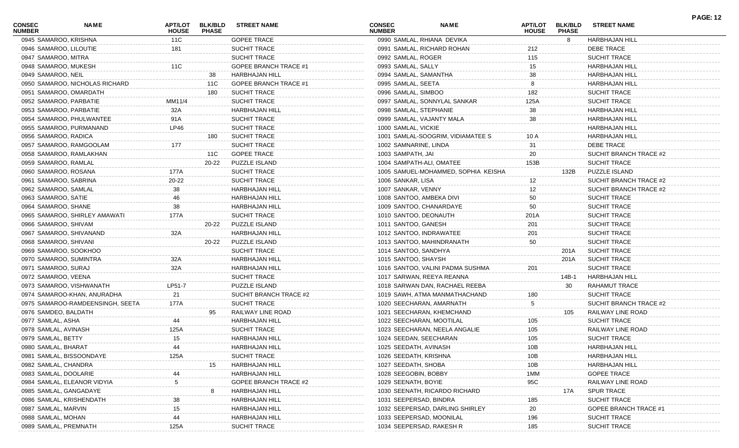| CONSEC NUMBER | NAME | APT/LOT HOUSE | BLK/BLD PHASE | STREET NAME |
|---|---|---|---|---|
| 0945 | SAMAROO, KRISHNA | 11C | | GOPEE TRACE |
| 0946 | SAMAROO, LILOUTIE | 181 | | SUCHIT TRACE |
| 0947 | SAMAROO, MITRA | | | SUCHIT TRACE |
| 0948 | SAMAROO, MUKESH | 11C | | GOPEE BRANCH TRACE #1 |
| 0949 | SAMAROO, NEIL | | 38 | HARBHAJAN HILL |
| 0950 | SAMAROO, NICHOLAS RICHARD | | 11C | GOPEE BRANCH TRACE #1 |
| 0951 | SAMAROO, OMARDATH | | 180 | SUCHIT TRACE |
| 0952 | SAMAROO, PARBATIE | MM11/4 | | SUCHIT TRACE |
| 0953 | SAMAROO, PARBATIE | 32A | | HARBHAJAN HILL |
| 0954 | SAMAROO, PHULWANTEE | 91A | | SUCHIT TRACE |
| 0955 | SAMAROO, PURMANAND | LP46 | | SUCHIT TRACE |
| 0956 | SAMAROO, RADICA | | 180 | SUCHIT TRACE |
| 0957 | SAMAROO, RAMGOOLAM | 177 | | SUCHIT TRACE |
| 0958 | SAMAROO, RAMLAKHAN | | 11C | GOPEE TRACE |
| 0959 | SAMAROO, RAMLAL | | 20-22 | PUZZLE ISLAND |
| 0960 | SAMAROO, ROSANA | 177A | | SUCHIT TRACE |
| 0961 | SAMAROO, SABRINA | 20-22 | | SUCHIT TRACE |
| 0962 | SAMAROO, SAMLAL | 38 | | HARBHAJAN HILL |
| 0963 | SAMAROO, SATIE | 46 | | HARBHAJAN HILL |
| 0964 | SAMAROO, SHANE | 38 | | HARBHAJAN HILL |
| 0965 | SAMAROO, SHIRLEY AMAWATI | 177A | | SUCHIT TRACE |
| 0966 | SAMAROO, SHIVAM | | 20-22 | PUZZLE ISLAND |
| 0967 | SAMAROO, SHIVANAND | 32A | | HARBHAJAN HILL |
| 0968 | SAMAROO, SHIVANI | | 20-22 | PUZZLE ISLAND |
| 0969 | SAMAROO, SOOKHOO | | | SUCHIT TRACE |
| 0970 | SAMAROO, SUMINTRA | 32A | | HARBHAJAN HILL |
| 0971 | SAMAROO, SURAJ | 32A | | HARBHAJAN HILL |
| 0972 | SAMAROO, VEENA | | | SUCHIT TRACE |
| 0973 | SAMAROO, VISHWANATH | LP51-7 | | PUZZLE ISLAND |
| 0974 | SAMAROO-KHAN, ANURADHA | 21 | | SUCHIT BRANCH TRACE #2 |
| 0975 | SAMAROO-RAMDEENSINGH, SEETA | 177A | | SUCHIT TRACE |
| 0976 | SAMDEO, BALDATH | | 95 | RAILWAY LINE ROAD |
| 0977 | SAMLAL, ASHA | 44 | | HARBHAJAN HILL |
| 0978 | SAMLAL, AVINASH | 125A | | SUCHIT TRACE |
| 0979 | SAMLAL, BETTY | 15 | | HARBHAJAN HILL |
| 0980 | SAMLAL, BHARAT | 44 | | HARBHAJAN HILL |
| 0981 | SAMLAL, BISSOONDAYE | 125A | | SUCHIT TRACE |
| 0982 | SAMLAL, CHANDRA | | 15 | HARBHAJAN HILL |
| 0983 | SAMLAL, DOOLARIE | 44 | | HARBHAJAN HILL |
| 0984 | SAMLAL, ELEANOR VIDYIA | 5 | | GOPEE BRANCH TRACE #2 |
| 0985 | SAMLAL, GANGADAYE | | 8 | HARBHAJAN HILL |
| 0986 | SAMLAL, KRISHENDATH | 38 | | HARBHAJAN HILL |
| 0987 | SAMLAL, MARVIN | 15 | | HARBHAJAN HILL |
| 0988 | SAMLAL, MOHAN | 44 | | HARBHAJAN HILL |
| 0989 | SAMLAL, PREMNATH | 125A | | SUCHIT TRACE |
| 0990 | SAMLAL, RHIANA DEVIKA | | 8 | HARBHAJAN HILL |
| 0991 | SAMLAL, RICHARD ROHAN | 212 | | DEBE TRACE |
| 0992 | SAMLAL, ROGER | 115 | | SUCHIT TRACE |
| 0993 | SAMLAL, SALLY | 15 | | HARBHAJAN HILL |
| 0994 | SAMLAL, SAMANTHA | 38 | | HARBHAJAN HILL |
| 0995 | SAMLAL, SEETA | 8 | | HARBHAJAN HILL |
| 0996 | SAMLAL, SIMBOO | 182 | | SUCHIT TRACE |
| 0997 | SAMLAL, SONNYLAL SANKAR | 125A | | SUCHIT TRACE |
| 0998 | SAMLAL, STEPHANIE | 38 | | HARBHAJAN HILL |
| 0999 | SAMLAL, VAJANTY MALA | 38 | | HARBHAJAN HILL |
| 1000 | SAMLAL, VICKIE | | | HARBHAJAN HILL |
| 1001 | SAMLAL-SOOGRIM, VIDIAMATEE S | 10 A | | HARBHAJAN HILL |
| 1002 | SAMNARINE, LINDA | 31 | | DEBE TRACE |
| 1003 | SAMPATH, JAI | 20 | | SUCHIT BRANCH TRACE #2 |
| 1004 | SAMPATH-ALI, OMATEE | 153B | | SUCHIT TRACE |
| 1005 | SAMUEL-MOHAMMED, SOPHIA KEISHA | | 132B | PUZZLE ISLAND |
| 1006 | SANKAR, LISA | 12 | | SUCHIT BRANCH TRACE #2 |
| 1007 | SANKAR, VENNY | 12 | | SUCHIT BRANCH TRACE #2 |
| 1008 | SANTOO, AMBEKA DIVI | 50 | | SUCHIT TRACE |
| 1009 | SANTOO, CHANARDAYE | 50 | | SUCHIT TRACE |
| 1010 | SANTOO, DEONAUTH | 201A | | SUCHIT TRACE |
| 1011 | SANTOO, GANESH | 201 | | SUCHIT TRACE |
| 1012 | SANTOO, INDRAWATEE | 201 | | SUCHIT TRACE |
| 1013 | SANTOO, MAHINDRANATH | 50 | | SUCHIT TRACE |
| 1014 | SANTOO, SANDHYA | | 201A | SUCHIT TRACE |
| 1015 | SANTOO, SHAYSH | | 201A | SUCHIT TRACE |
| 1016 | SANTOO, VALINI PADMA SUSHMA | 201 | | SUCHIT TRACE |
| 1017 | SARWAN, REEYA REANNA | | 14B-1 | HARBHAJAN HILL |
| 1018 | SARWAN DAN, RACHAEL REEBA | | 30 | RAHAMUT TRACE |
| 1019 | SAWH, ATMA MANMATHACHAND | 180 | | SUCHIT TRACE |
| 1020 | SEECHARAN, AMARNATH | 5 | | SUCHIT BRANCH TRACE #2 |
| 1021 | SEECHARAN, KHEMCHAND | | 105 | RAILWAY LINE ROAD |
| 1022 | SEECHARAN, MOOTILAL | 105 | | SUCHIT TRACE |
| 1023 | SEECHARAN, NEELA ANGALIE | 105 | | RAILWAY LINE ROAD |
| 1024 | SEEDAN, SEECHARAN | 105 | | SUCHIT TRACE |
| 1025 | SEEDATH, AVINASH | 10B | | HARBHAJAN HILL |
| 1026 | SEEDATH, KRISHNA | 10B | | HARBHAJAN HILL |
| 1027 | SEEDATH, SHOBA | 10B | | HARBHAJAN HILL |
| 1028 | SEEGOBIN, BOBBY | 1MM | | GOPEE TRACE |
| 1029 | SEENATH, BOYIE | 95C | | RAILWAY LINE ROAD |
| 1030 | SEENATH, RICARDO RICHARD | | 17A | SPUR TRACE |
| 1031 | SEEPERSAD, BINDRA | 185 | | SUCHIT TRACE |
| 1032 | SEEPERSAD, DARLING SHIRLEY | 20 | | GOPEE BRANCH TRACE #1 |
| 1033 | SEEPERSAD, MOONILAL | 196 | | SUCHIT TRACE |
| 1034 | SEEPERSAD, RAKESH R | 185 | | SUCHIT TRACE |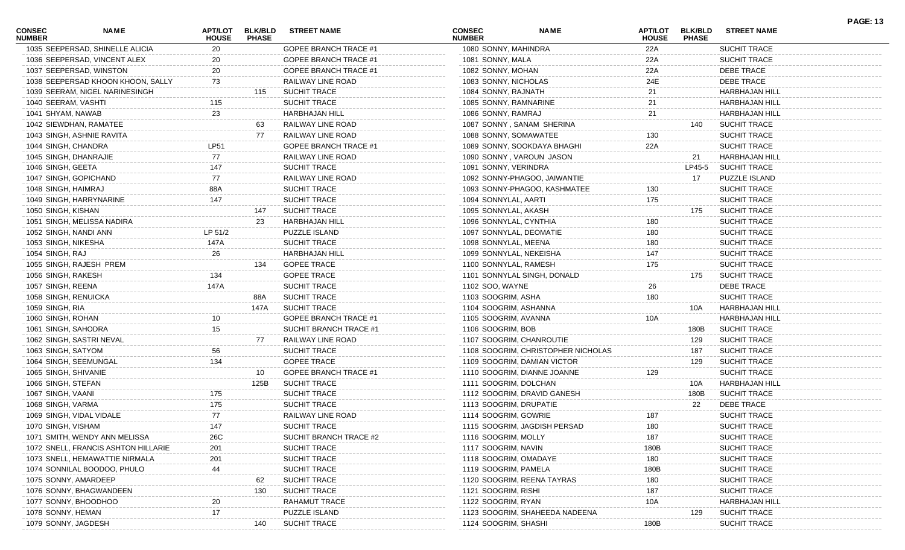| CONSEC NUMBER | NAME | APT/LOT HOUSE | BLK/BLD PHASE | STREET NAME |
|---|---|---|---|---|
| 1035 | SEEPERSAD, SHINELLE ALICIA | 20 | | GOPEE BRANCH TRACE #1 |
| 1036 | SEEPERSAD, VINCENT ALEX | 20 | | GOPEE BRANCH TRACE #1 |
| 1037 | SEEPERSAD, WINSTON | 20 | | GOPEE BRANCH TRACE #1 |
| 1038 | SEEPERSAD KHOON KHOON, SALLY | 73 | | RAILWAY LINE ROAD |
| 1039 | SEERAM, NIGEL NARINESINGH | | 115 | SUCHIT TRACE |
| 1040 | SEERAM, VASHTI | 115 | | SUCHIT TRACE |
| 1041 | SHYAM, NAWAB | 23 | | HARBHAJAN HILL |
| 1042 | SIEWDHAN, RAMATEE | | 63 | RAILWAY LINE ROAD |
| 1043 | SINGH, ASHNIE RAVITA | | 77 | RAILWAY LINE ROAD |
| 1044 | SINGH, CHANDRA | LP51 | | GOPEE BRANCH TRACE #1 |
| 1045 | SINGH, DHANRAJIE | 77 | | RAILWAY LINE ROAD |
| 1046 | SINGH, GEETA | 147 | | SUCHIT TRACE |
| 1047 | SINGH, GOPICHAND | 77 | | RAILWAY LINE ROAD |
| 1048 | SINGH, HAIMRAJ | 88A | | SUCHIT TRACE |
| 1049 | SINGH, HARRYNARINE | 147 | | SUCHIT TRACE |
| 1050 | SINGH, KISHAN | | 147 | SUCHIT TRACE |
| 1051 | SINGH, MELISSA NADIRA | | 23 | HARBHAJAN HILL |
| 1052 | SINGH, NANDI ANN | LP 51/2 | | PUZZLE ISLAND |
| 1053 | SINGH, NIKESHA | 147A | | SUCHIT TRACE |
| 1054 | SINGH, RAJ | 26 | | HARBHAJAN HILL |
| 1055 | SINGH, RAJESH PREM | | 134 | GOPEE TRACE |
| 1056 | SINGH, RAKESH | 134 | | GOPEE TRACE |
| 1057 | SINGH, REENA | 147A | | SUCHIT TRACE |
| 1058 | SINGH, RENUICKA | | 88A | SUCHIT TRACE |
| 1059 | SINGH, RIA | | 147A | SUCHIT TRACE |
| 1060 | SINGH, ROHAN | 10 | | GOPEE BRANCH TRACE #1 |
| 1061 | SINGH, SAHODRA | 15 | | SUCHIT BRANCH TRACE #1 |
| 1062 | SINGH, SASTRI NEVAL | | 77 | RAILWAY LINE ROAD |
| 1063 | SINGH, SATYOM | 56 | | SUCHIT TRACE |
| 1064 | SINGH, SEEMUNGAL | 134 | | GOPEE TRACE |
| 1065 | SINGH, SHIVANIE | | 10 | GOPEE BRANCH TRACE #1 |
| 1066 | SINGH, STEFAN | | 125B | SUCHIT TRACE |
| 1067 | SINGH, VAANI | 175 | | SUCHIT TRACE |
| 1068 | SINGH, VARMA | 175 | | SUCHIT TRACE |
| 1069 | SINGH, VIDAL VIDALE | 77 | | RAILWAY LINE ROAD |
| 1070 | SINGH, VISHAM | 147 | | SUCHIT TRACE |
| 1071 | SMITH, WENDY ANN MELISSA | 26C | | SUCHIT BRANCH TRACE #2 |
| 1072 | SNELL, FRANCIS ASHTON HILLARIE | 201 | | SUCHIT TRACE |
| 1073 | SNELL, HEMAWATTIE NIRMALA | 201 | | SUCHIT TRACE |
| 1074 | SONNILAL BOODOO, PHULO | 44 | | SUCHIT TRACE |
| 1075 | SONNY, AMARDEEP | | 62 | SUCHIT TRACE |
| 1076 | SONNY, BHAGWANDEEN | | 130 | SUCHIT TRACE |
| 1077 | SONNY, BHOODHOO | 20 | | RAHAMUT TRACE |
| 1078 | SONNY, HEMAN | 17 | | PUZZLE ISLAND |
| 1079 | SONNY, JAGDESH | | 140 | SUCHIT TRACE |
| 1080 | SONNY, MAHINDRA | 22A | | SUCHIT TRACE |
| 1081 | SONNY, MALA | 22A | | SUCHIT TRACE |
| 1082 | SONNY, MOHAN | 22A | | DEBE TRACE |
| 1083 | SONNY, NICHOLAS | 24E | | DEBE TRACE |
| 1084 | SONNY, RAJNATH | 21 | | HARBHAJAN HILL |
| 1085 | SONNY, RAMNARINE | 21 | | HARBHAJAN HILL |
| 1086 | SONNY, RAMRAJ | 21 | | HARBHAJAN HILL |
| 1087 | SONNY , SANAM SHERINA | | 140 | SUCHIT TRACE |
| 1088 | SONNY, SOMAWATEE | 130 | | SUCHIT TRACE |
| 1089 | SONNY, SOOKDAYA BHAGHI | 22A | | SUCHIT TRACE |
| 1090 | SONNY , VAROUN JASON | | 21 | HARBHAJAN HILL |
| 1091 | SONNY, VERINDRA | | LP45-5 | SUCHIT TRACE |
| 1092 | SONNY-PHAGOO, JAIWANTIE | | 17 | PUZZLE ISLAND |
| 1093 | SONNY-PHAGOO, KASHMATEE | 130 | | SUCHIT TRACE |
| 1094 | SONNYLAL, AARTI | 175 | | SUCHIT TRACE |
| 1095 | SONNYLAL, AKASH | | 175 | SUCHIT TRACE |
| 1096 | SONNYLAL, CYNTHIA | 180 | | SUCHIT TRACE |
| 1097 | SONNYLAL, DEOMATIE | 180 | | SUCHIT TRACE |
| 1098 | SONNYLAL, MEENA | 180 | | SUCHIT TRACE |
| 1099 | SONNYLAL, NEKEISHA | 147 | | SUCHIT TRACE |
| 1100 | SONNYLAL, RAMESH | 175 | | SUCHIT TRACE |
| 1101 | SONNYLAL SINGH, DONALD | | 175 | SUCHIT TRACE |
| 1102 | SOO, WAYNE | 26 | | DEBE TRACE |
| 1103 | SOOGRIM, ASHA | 180 | | SUCHIT TRACE |
| 1104 | SOOGRIM, ASHANNA | | 10A | HARBHAJAN HILL |
| 1105 | SOOGRIM, AVANNA | 10A | | HARBHAJAN HILL |
| 1106 | SOOGRIM, BOB | | 180B | SUCHIT TRACE |
| 1107 | SOOGRIM, CHANROUTIE | | 129 | SUCHIT TRACE |
| 1108 | SOOGRIM, CHRISTOPHER NICHOLAS | | 187 | SUCHIT TRACE |
| 1109 | SOOGRIM, DAMIAN VICTOR | | 129 | SUCHIT TRACE |
| 1110 | SOOGRIM, DIANNE JOANNE | 129 | | SUCHIT TRACE |
| 1111 | SOOGRIM, DOLCHAN | | 10A | HARBHAJAN HILL |
| 1112 | SOOGRIM, DRAVID GANESH | | 180B | SUCHIT TRACE |
| 1113 | SOOGRIM, DRUPATIE | | 22 | DEBE TRACE |
| 1114 | SOOGRIM, GOWRIE | 187 | | SUCHIT TRACE |
| 1115 | SOOGRIM, JAGDISH PERSAD | 180 | | SUCHIT TRACE |
| 1116 | SOOGRIM, MOLLY | 187 | | SUCHIT TRACE |
| 1117 | SOOGRIM, NAVIN | 180B | | SUCHIT TRACE |
| 1118 | SOOGRIM, OMADAYE | 180 | | SUCHIT TRACE |
| 1119 | SOOGRIM, PAMELA | 180B | | SUCHIT TRACE |
| 1120 | SOOGRIM, REENA TAYRAS | 180 | | SUCHIT TRACE |
| 1121 | SOOGRIM, RISHI | 187 | | SUCHIT TRACE |
| 1122 | SOOGRIM, RYAN | 10A | | HARBHAJAN HILL |
| 1123 | SOOGRIM, SHAHEEDA NADEENA | | 129 | SUCHIT TRACE |
| 1124 | SOOGRIM, SHASHI | 180B | | SUCHIT TRACE |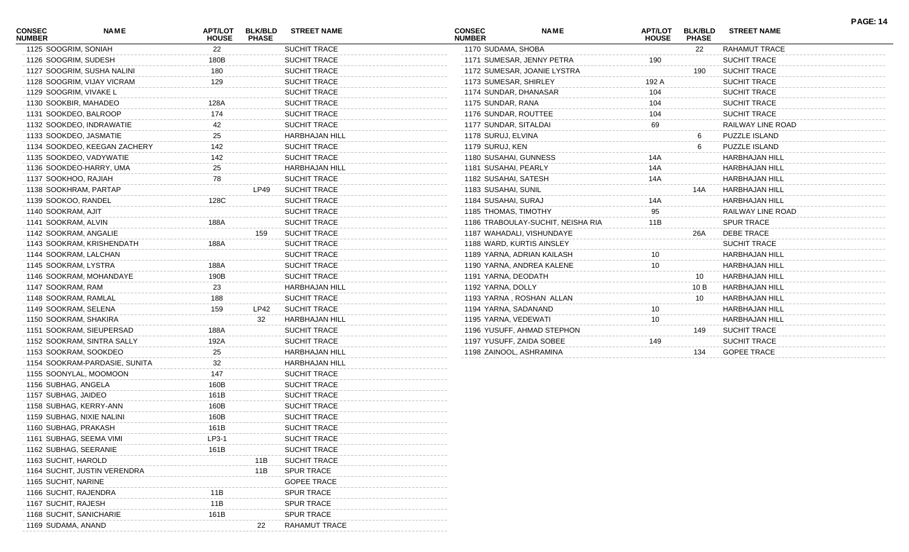| CONSEC NUMBER | NAME | APT/LOT HOUSE | BLK/BLD PHASE | STREET NAME |
|---|---|---|---|---|
| 1125 | SOOGRIM, SONIAH | 22 | | SUCHIT TRACE |
| 1126 | SOOGRIM, SUDESH | 180B | | SUCHIT TRACE |
| 1127 | SOOGRIM, SUSHA NALINI | 180 | | SUCHIT TRACE |
| 1128 | SOOGRIM, VIJAY VICRAM | 129 | | SUCHIT TRACE |
| 1129 | SOOGRIM, VIVAKE L | | | SUCHIT TRACE |
| 1130 | SOOKBIR, MAHADEO | 128A | | SUCHIT TRACE |
| 1131 | SOOKDEO, BALROOP | 174 | | SUCHIT TRACE |
| 1132 | SOOKDEO, INDRAWATIE | 42 | | SUCHIT TRACE |
| 1133 | SOOKDEO, JASMATIE | 25 | | HARBHAJAN HILL |
| 1134 | SOOKDEO, KEEGAN ZACHERY | 142 | | SUCHIT TRACE |
| 1135 | SOOKDEO, VADYWATIE | 142 | | SUCHIT TRACE |
| 1136 | SOOKDEO-HARRY, UMA | 25 | | HARBHAJAN HILL |
| 1137 | SOOKHOO, RAJIAH | 78 | | SUCHIT TRACE |
| 1138 | SOOKHRAM, PARTAP | | LP49 | SUCHIT TRACE |
| 1139 | SOOKOO, RANDEL | 128C | | SUCHIT TRACE |
| 1140 | SOOKRAM, AJIT | | | SUCHIT TRACE |
| 1141 | SOOKRAM, ALVIN | 188A | | SUCHIT TRACE |
| 1142 | SOOKRAM, ANGALIE | | 159 | SUCHIT TRACE |
| 1143 | SOOKRAM, KRISHENDATH | 188A | | SUCHIT TRACE |
| 1144 | SOOKRAM, LALCHAN | | | SUCHIT TRACE |
| 1145 | SOOKRAM, LYSTRA | 188A | | SUCHIT TRACE |
| 1146 | SOOKRAM, MOHANDAYE | 190B | | SUCHIT TRACE |
| 1147 | SOOKRAM, RAM | 23 | | HARBHAJAN HILL |
| 1148 | SOOKRAM, RAMLAL | 188 | | SUCHIT TRACE |
| 1149 | SOOKRAM, SELENA | 159 | LP42 | SUCHIT TRACE |
| 1150 | SOOKRAM, SHAKIRA | | 32 | HARBHAJAN HILL |
| 1151 | SOOKRAM, SIEUPERSAD | 188A | | SUCHIT TRACE |
| 1152 | SOOKRAM, SINTRA SALLY | 192A | | SUCHIT TRACE |
| 1153 | SOOKRAM, SOOKDEO | 25 | | HARBHAJAN HILL |
| 1154 | SOOKRAM-PARDASIE, SUNITA | 32 | | HARBHAJAN HILL |
| 1155 | SOONYLAL, MOOMOON | 147 | | SUCHIT TRACE |
| 1156 | SUBHAG, ANGELA | 160B | | SUCHIT TRACE |
| 1157 | SUBHAG, JAIDEO | 161B | | SUCHIT TRACE |
| 1158 | SUBHAG, KERRY-ANN | 160B | | SUCHIT TRACE |
| 1159 | SUBHAG, NIXIE NALINI | 160B | | SUCHIT TRACE |
| 1160 | SUBHAG, PRAKASH | 161B | | SUCHIT TRACE |
| 1161 | SUBHAG, SEEMA VIMI | LP3-1 | | SUCHIT TRACE |
| 1162 | SUBHAG, SEERANIE | 161B | | SUCHIT TRACE |
| 1163 | SUCHIT, HAROLD | | 11B | SUCHIT TRACE |
| 1164 | SUCHIT, JUSTIN VERENDRA | | 11B | SPUR TRACE |
| 1165 | SUCHIT, NARINE | | | GOPEE TRACE |
| 1166 | SUCHIT, RAJENDRA | 11B | | SPUR TRACE |
| 1167 | SUCHIT, RAJESH | 11B | | SPUR TRACE |
| 1168 | SUCHIT, SANICHARIE | 161B | | SPUR TRACE |
| 1169 | SUDAMA, ANAND | | 22 | RAHAMUT TRACE |
| 1170 | SUDAMA, SHOBA | | 22 | RAHAMUT TRACE |
| 1171 | SUMESAR, JENNY PETRA | 190 | | SUCHIT TRACE |
| 1172 | SUMESAR, JOANIE LYSTRA | | 190 | SUCHIT TRACE |
| 1173 | SUMESAR, SHIRLEY | 192 A | | SUCHIT TRACE |
| 1174 | SUNDAR, DHANASAR | 104 | | SUCHIT TRACE |
| 1175 | SUNDAR, RANA | 104 | | SUCHIT TRACE |
| 1176 | SUNDAR, ROUTTEE | 104 | | SUCHIT TRACE |
| 1177 | SUNDAR, SITALDAI | 69 | | RAILWAY LINE ROAD |
| 1178 | SURUJ, ELVINA | | 6 | PUZZLE ISLAND |
| 1179 | SURUJ, KEN | | 6 | PUZZLE ISLAND |
| 1180 | SUSAHAI, GUNNESS | 14A | | HARBHAJAN HILL |
| 1181 | SUSAHAI, PEARLY | 14A | | HARBHAJAN HILL |
| 1182 | SUSAHAI, SATESH | 14A | | HARBHAJAN HILL |
| 1183 | SUSAHAI, SUNIL | | 14A | HARBHAJAN HILL |
| 1184 | SUSAHAI, SURAJ | 14A | | HARBHAJAN HILL |
| 1185 | THOMAS, TIMOTHY | 95 | | RAILWAY LINE ROAD |
| 1186 | TRABOULAY-SUCHIT, NEISHA RIA | 11B | | SPUR TRACE |
| 1187 | WAHADALI, VISHUNDAYE | | 26A | DEBE TRACE |
| 1188 | WARD, KURTIS AINSLEY | | | SUCHIT TRACE |
| 1189 | YARNA, ADRIAN KAILASH | 10 | | HARBHAJAN HILL |
| 1190 | YARNA, ANDREA KALENE | 10 | | HARBHAJAN HILL |
| 1191 | YARNA, DEODATH | | 10 | HARBHAJAN HILL |
| 1192 | YARNA, DOLLY | | 10 B | HARBHAJAN HILL |
| 1193 | YARNA , ROSHAN ALLAN | | 10 | HARBHAJAN HILL |
| 1194 | YARNA, SADANAND | 10 | | HARBHAJAN HILL |
| 1195 | YARNA, VEDEWATI | 10 | | HARBHAJAN HILL |
| 1196 | YUSUFF, AHMAD STEPHON | | 149 | SUCHIT TRACE |
| 1197 | YUSUFF, ZAIDA SOBEE | 149 | | SUCHIT TRACE |
| 1198 | ZAINOOL, ASHRAMINA | | 134 | GOPEE TRACE |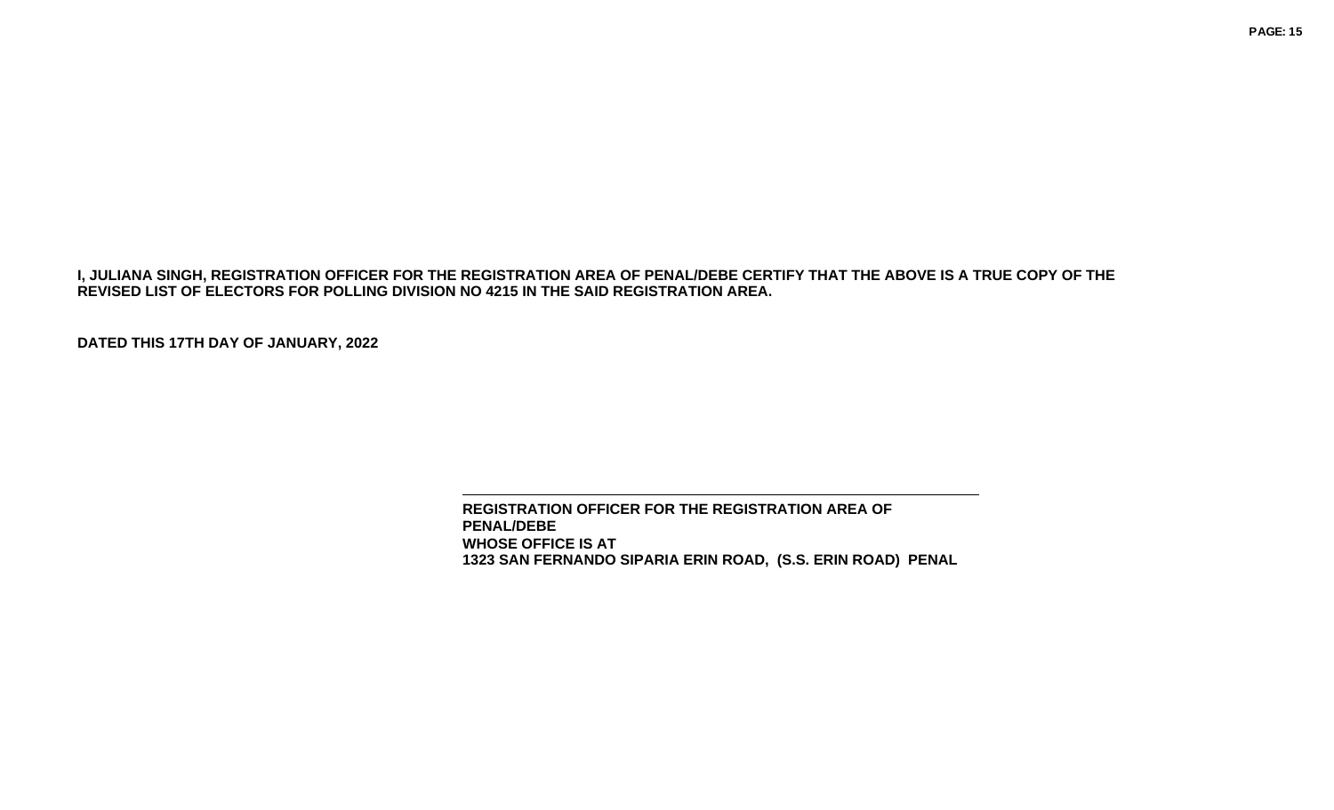**I, JULIANA SINGH, REGISTRATION OFFICER FOR THE REGISTRATION AREA OF PENAL/DEBE CERTIFY THAT THE ABOVE IS A TRUE COPY OF THE REVISED LIST OF ELECTORS FOR POLLING DIVISION NO 4215 IN THE SAID REGISTRATION AREA.**

**DATED THIS 17TH DAY OF JANUARY, 2022**

---

**REGISTRATION OFFICER FOR THE REGISTRATION AREA OF PENAL/DEBE**
**WHOSE OFFICE IS AT**
**1323 SAN FERNANDO SIPARIA ERIN ROAD, (S.S. ERIN ROAD) PENAL**